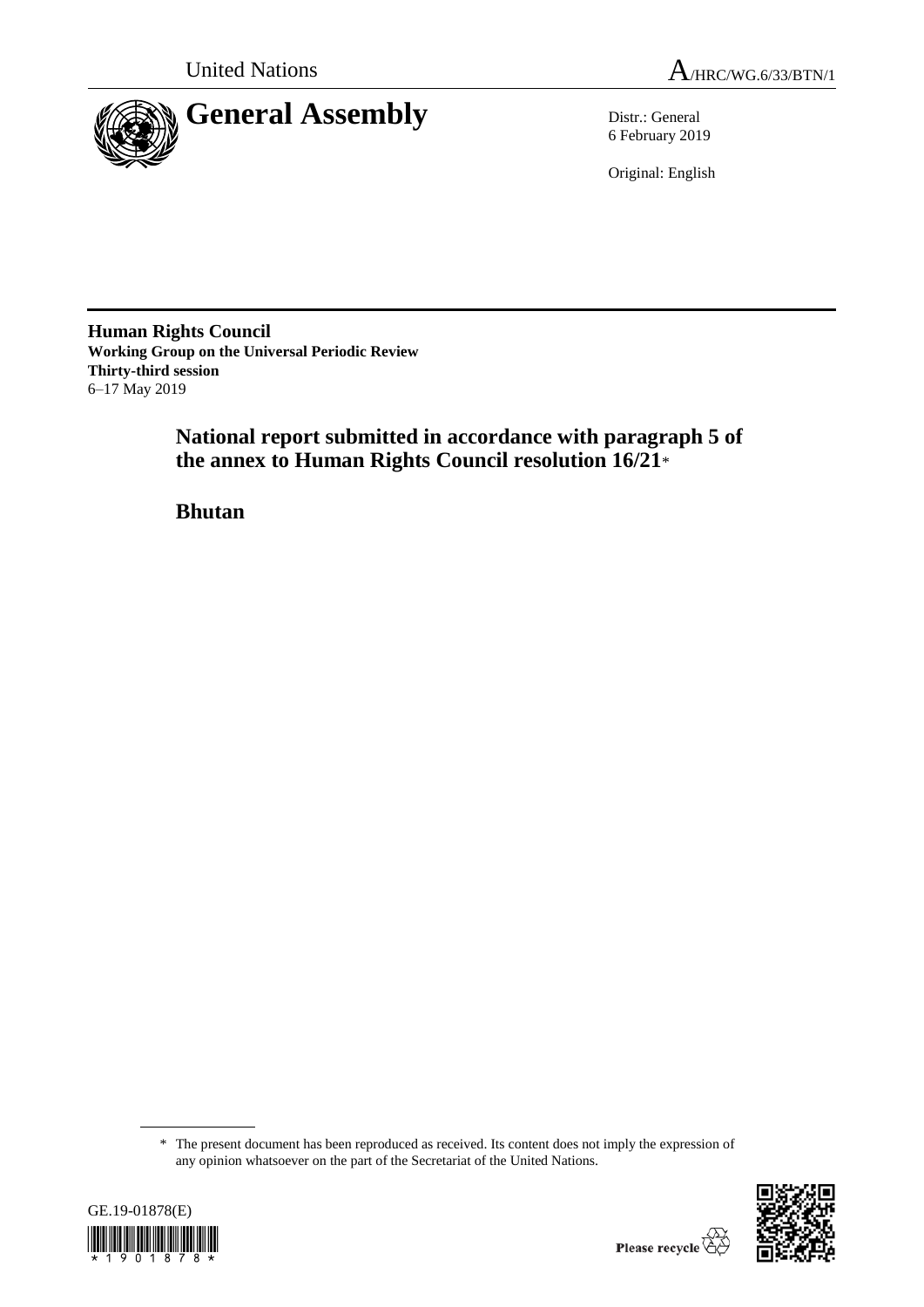United Nations

A/HRC/WG.6/33/BTN/1

# General Assembly

Distr.: General
6 February 2019

Original: English

**Human Rights Council**
**Working Group on the Universal Periodic Review**
**Thirty-third session**
6–17 May 2019

## National report submitted in accordance with paragraph 5 of the annex to Human Rights Council resolution 16/21*

## Bhutan

\* The present document has been reproduced as received. Its content does not imply the expression of any opinion whatsoever on the part of the Secretariat of the United Nations.

GE.19-01878(E)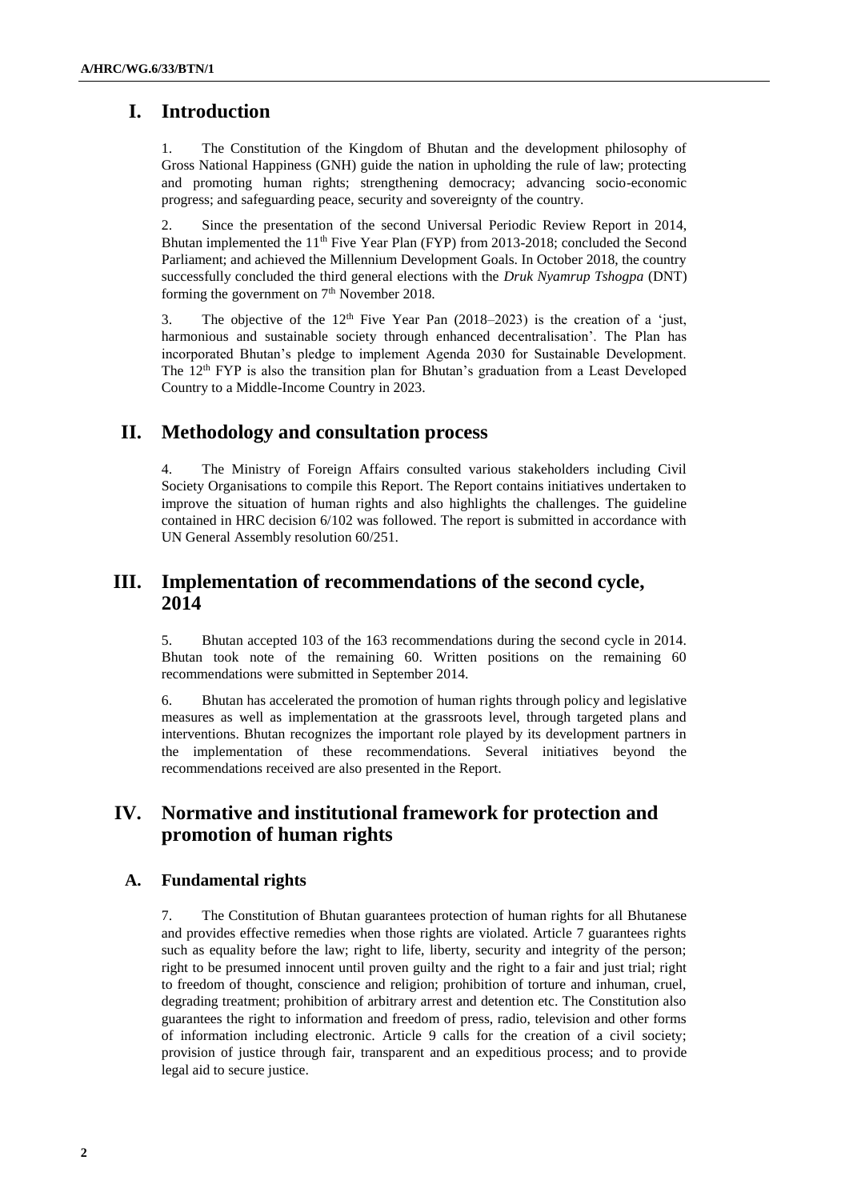# I. Introduction

1. The Constitution of the Kingdom of Bhutan and the development philosophy of Gross National Happiness (GNH) guide the nation in upholding the rule of law; protecting and promoting human rights; strengthening democracy; advancing socio-economic progress; and safeguarding peace, security and sovereignty of the country.

2. Since the presentation of the second Universal Periodic Review Report in 2014, Bhutan implemented the 11th Five Year Plan (FYP) from 2013-2018; concluded the Second Parliament; and achieved the Millennium Development Goals. In October 2018, the country successfully concluded the third general elections with the *Druk Nyamrup Tshogpa* (DNT) forming the government on 7th November 2018.

3. The objective of the 12th Five Year Pan (2018–2023) is the creation of a 'just, harmonious and sustainable society through enhanced decentralisation'. The Plan has incorporated Bhutan's pledge to implement Agenda 2030 for Sustainable Development. The 12th FYP is also the transition plan for Bhutan's graduation from a Least Developed Country to a Middle-Income Country in 2023.

# II. Methodology and consultation process

4. The Ministry of Foreign Affairs consulted various stakeholders including Civil Society Organisations to compile this Report. The Report contains initiatives undertaken to improve the situation of human rights and also highlights the challenges. The guideline contained in HRC decision 6/102 was followed. The report is submitted in accordance with UN General Assembly resolution 60/251.

# III. Implementation of recommendations of the second cycle, 2014

5. Bhutan accepted 103 of the 163 recommendations during the second cycle in 2014. Bhutan took note of the remaining 60. Written positions on the remaining 60 recommendations were submitted in September 2014.

6. Bhutan has accelerated the promotion of human rights through policy and legislative measures as well as implementation at the grassroots level, through targeted plans and interventions. Bhutan recognizes the important role played by its development partners in the implementation of these recommendations. Several initiatives beyond the recommendations received are also presented in the Report.

# IV. Normative and institutional framework for protection and promotion of human rights

## A. Fundamental rights

7. The Constitution of Bhutan guarantees protection of human rights for all Bhutanese and provides effective remedies when those rights are violated. Article 7 guarantees rights such as equality before the law; right to life, liberty, security and integrity of the person; right to be presumed innocent until proven guilty and the right to a fair and just trial; right to freedom of thought, conscience and religion; prohibition of torture and inhuman, cruel, degrading treatment; prohibition of arbitrary arrest and detention etc. The Constitution also guarantees the right to information and freedom of press, radio, television and other forms of information including electronic. Article 9 calls for the creation of a civil society; provision of justice through fair, transparent and an expeditious process; and to provide legal aid to secure justice.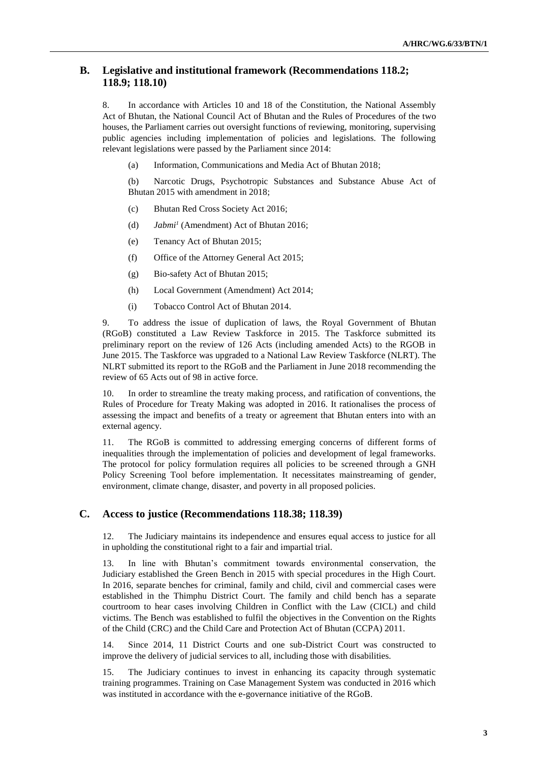## B. Legislative and institutional framework (Recommendations 118.2; 118.9; 118.10)

8. In accordance with Articles 10 and 18 of the Constitution, the National Assembly Act of Bhutan, the National Council Act of Bhutan and the Rules of Procedures of the two houses, the Parliament carries out oversight functions of reviewing, monitoring, supervising public agencies including implementation of policies and legislations. The following relevant legislations were passed by the Parliament since 2014:

(a) Information, Communications and Media Act of Bhutan 2018;

(b) Narcotic Drugs, Psychotropic Substances and Substance Abuse Act of Bhutan 2015 with amendment in 2018;

(c) Bhutan Red Cross Society Act 2016;

(d) *Jabmi*[1] (Amendment) Act of Bhutan 2016;

(e) Tenancy Act of Bhutan 2015;

(f) Office of the Attorney General Act 2015;

(g) Bio-safety Act of Bhutan 2015;

(h) Local Government (Amendment) Act 2014;

(i) Tobacco Control Act of Bhutan 2014.

9. To address the issue of duplication of laws, the Royal Government of Bhutan (RGoB) constituted a Law Review Taskforce in 2015. The Taskforce submitted its preliminary report on the review of 126 Acts (including amended Acts) to the RGOB in June 2015. The Taskforce was upgraded to a National Law Review Taskforce (NLRT). The NLRT submitted its report to the RGoB and the Parliament in June 2018 recommending the review of 65 Acts out of 98 in active force.

10. In order to streamline the treaty making process, and ratification of conventions, the Rules of Procedure for Treaty Making was adopted in 2016. It rationalises the process of assessing the impact and benefits of a treaty or agreement that Bhutan enters into with an external agency.

11. The RGoB is committed to addressing emerging concerns of different forms of inequalities through the implementation of policies and development of legal frameworks. The protocol for policy formulation requires all policies to be screened through a GNH Policy Screening Tool before implementation. It necessitates mainstreaming of gender, environment, climate change, disaster, and poverty in all proposed policies.

## C. Access to justice (Recommendations 118.38; 118.39)

12. The Judiciary maintains its independence and ensures equal access to justice for all in upholding the constitutional right to a fair and impartial trial.

13. In line with Bhutan's commitment towards environmental conservation, the Judiciary established the Green Bench in 2015 with special procedures in the High Court. In 2016, separate benches for criminal, family and child, civil and commercial cases were established in the Thimphu District Court. The family and child bench has a separate courtroom to hear cases involving Children in Conflict with the Law (CICL) and child victims. The Bench was established to fulfil the objectives in the Convention on the Rights of the Child (CRC) and the Child Care and Protection Act of Bhutan (CCPA) 2011.

14. Since 2014, 11 District Courts and one sub-District Court was constructed to improve the delivery of judicial services to all, including those with disabilities.

15. The Judiciary continues to invest in enhancing its capacity through systematic training programmes. Training on Case Management System was conducted in 2016 which was instituted in accordance with the e-governance initiative of the RGoB.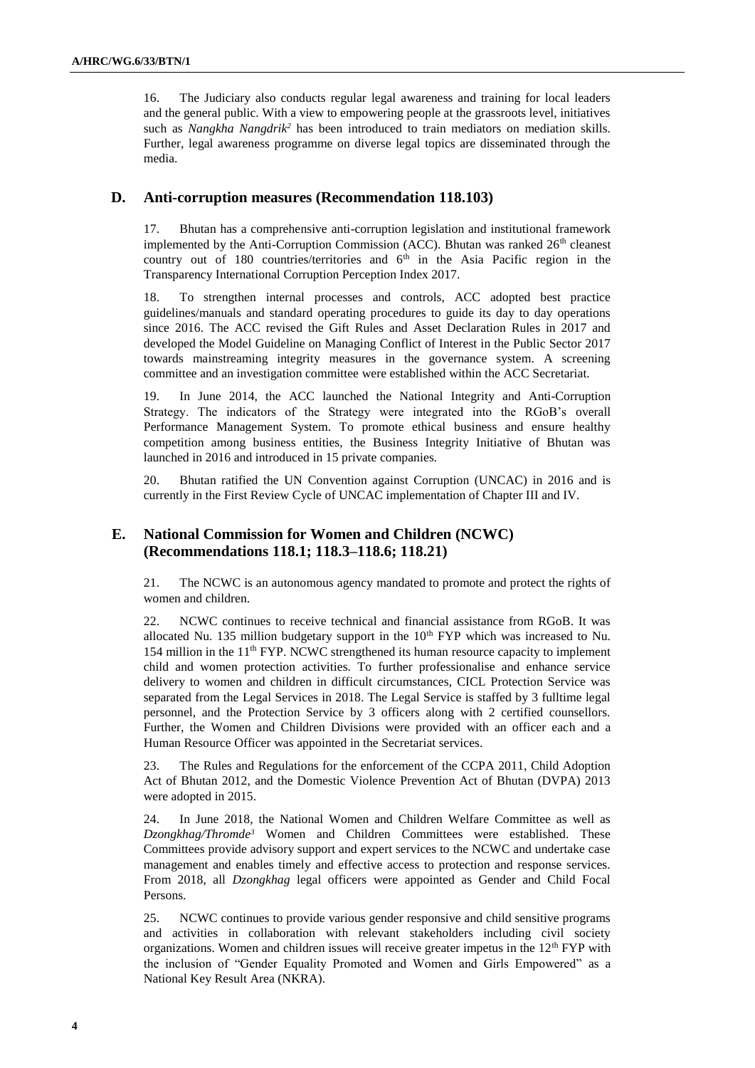16. The Judiciary also conducts regular legal awareness and training for local leaders and the general public. With a view to empowering people at the grassroots level, initiatives such as *Nangkha Nangdrik*[2] has been introduced to train mediators on mediation skills. Further, legal awareness programme on diverse legal topics are disseminated through the media.

## D. Anti-corruption measures (Recommendation 118.103)

17. Bhutan has a comprehensive anti-corruption legislation and institutional framework implemented by the Anti-Corruption Commission (ACC). Bhutan was ranked 26th cleanest country out of 180 countries/territories and 6th in the Asia Pacific region in the Transparency International Corruption Perception Index 2017.

18. To strengthen internal processes and controls, ACC adopted best practice guidelines/manuals and standard operating procedures to guide its day to day operations since 2016. The ACC revised the Gift Rules and Asset Declaration Rules in 2017 and developed the Model Guideline on Managing Conflict of Interest in the Public Sector 2017 towards mainstreaming integrity measures in the governance system. A screening committee and an investigation committee were established within the ACC Secretariat.

19. In June 2014, the ACC launched the National Integrity and Anti-Corruption Strategy. The indicators of the Strategy were integrated into the RGoB's overall Performance Management System. To promote ethical business and ensure healthy competition among business entities, the Business Integrity Initiative of Bhutan was launched in 2016 and introduced in 15 private companies.

20. Bhutan ratified the UN Convention against Corruption (UNCAC) in 2016 and is currently in the First Review Cycle of UNCAC implementation of Chapter III and IV.

## E. National Commission for Women and Children (NCWC) (Recommendations 118.1; 118.3–118.6; 118.21)

21. The NCWC is an autonomous agency mandated to promote and protect the rights of women and children.

22. NCWC continues to receive technical and financial assistance from RGoB. It was allocated Nu. 135 million budgetary support in the 10th FYP which was increased to Nu. 154 million in the 11th FYP. NCWC strengthened its human resource capacity to implement child and women protection activities. To further professionalise and enhance service delivery to women and children in difficult circumstances, CICL Protection Service was separated from the Legal Services in 2018. The Legal Service is staffed by 3 fulltime legal personnel, and the Protection Service by 3 officers along with 2 certified counsellors. Further, the Women and Children Divisions were provided with an officer each and a Human Resource Officer was appointed in the Secretariat services.

23. The Rules and Regulations for the enforcement of the CCPA 2011, Child Adoption Act of Bhutan 2012, and the Domestic Violence Prevention Act of Bhutan (DVPA) 2013 were adopted in 2015.

24. In June 2018, the National Women and Children Welfare Committee as well as *Dzongkhag/Thromde*[3] Women and Children Committees were established. These Committees provide advisory support and expert services to the NCWC and undertake case management and enables timely and effective access to protection and response services. From 2018, all *Dzongkhag* legal officers were appointed as Gender and Child Focal Persons.

25. NCWC continues to provide various gender responsive and child sensitive programs and activities in collaboration with relevant stakeholders including civil society organizations. Women and children issues will receive greater impetus in the 12th FYP with the inclusion of "Gender Equality Promoted and Women and Girls Empowered" as a National Key Result Area (NKRA).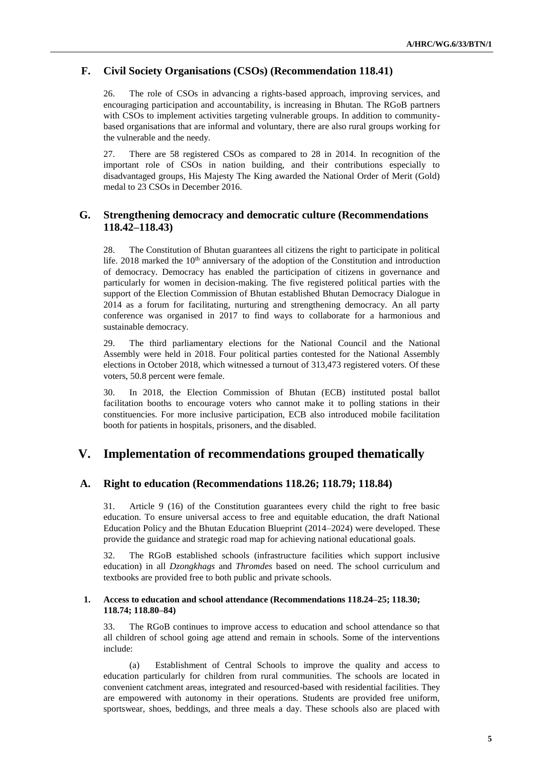## F. Civil Society Organisations (CSOs) (Recommendation 118.41)

26. The role of CSOs in advancing a rights-based approach, improving services, and encouraging participation and accountability, is increasing in Bhutan. The RGoB partners with CSOs to implement activities targeting vulnerable groups. In addition to community-based organisations that are informal and voluntary, there are also rural groups working for the vulnerable and the needy.

27. There are 58 registered CSOs as compared to 28 in 2014. In recognition of the important role of CSOs in nation building, and their contributions especially to disadvantaged groups, His Majesty The King awarded the National Order of Merit (Gold) medal to 23 CSOs in December 2016.

## G. Strengthening democracy and democratic culture (Recommendations 118.42–118.43)

28. The Constitution of Bhutan guarantees all citizens the right to participate in political life. 2018 marked the 10th anniversary of the adoption of the Constitution and introduction of democracy. Democracy has enabled the participation of citizens in governance and particularly for women in decision-making. The five registered political parties with the support of the Election Commission of Bhutan established Bhutan Democracy Dialogue in 2014 as a forum for facilitating, nurturing and strengthening democracy. An all party conference was organised in 2017 to find ways to collaborate for a harmonious and sustainable democracy.

29. The third parliamentary elections for the National Council and the National Assembly were held in 2018. Four political parties contested for the National Assembly elections in October 2018, which witnessed a turnout of 313,473 registered voters. Of these voters, 50.8 percent were female.

30. In 2018, the Election Commission of Bhutan (ECB) instituted postal ballot facilitation booths to encourage voters who cannot make it to polling stations in their constituencies. For more inclusive participation, ECB also introduced mobile facilitation booth for patients in hospitals, prisoners, and the disabled.

# V. Implementation of recommendations grouped thematically

## A. Right to education (Recommendations 118.26; 118.79; 118.84)

31. Article 9 (16) of the Constitution guarantees every child the right to free basic education. To ensure universal access to free and equitable education, the draft National Education Policy and the Bhutan Education Blueprint (2014–2024) were developed. These provide the guidance and strategic road map for achieving national educational goals.

32. The RGoB established schools (infrastructure facilities which support inclusive education) in all *Dzongkhags* and *Thromdes* based on need. The school curriculum and textbooks are provided free to both public and private schools.

### 1. Access to education and school attendance (Recommendations 118.24–25; 118.30; 118.74; 118.80–84)

33. The RGoB continues to improve access to education and school attendance so that all children of school going age attend and remain in schools. Some of the interventions include:

(a) Establishment of Central Schools to improve the quality and access to education particularly for children from rural communities. The schools are located in convenient catchment areas, integrated and resourced-based with residential facilities. They are empowered with autonomy in their operations. Students are provided free uniform, sportswear, shoes, beddings, and three meals a day. These schools also are placed with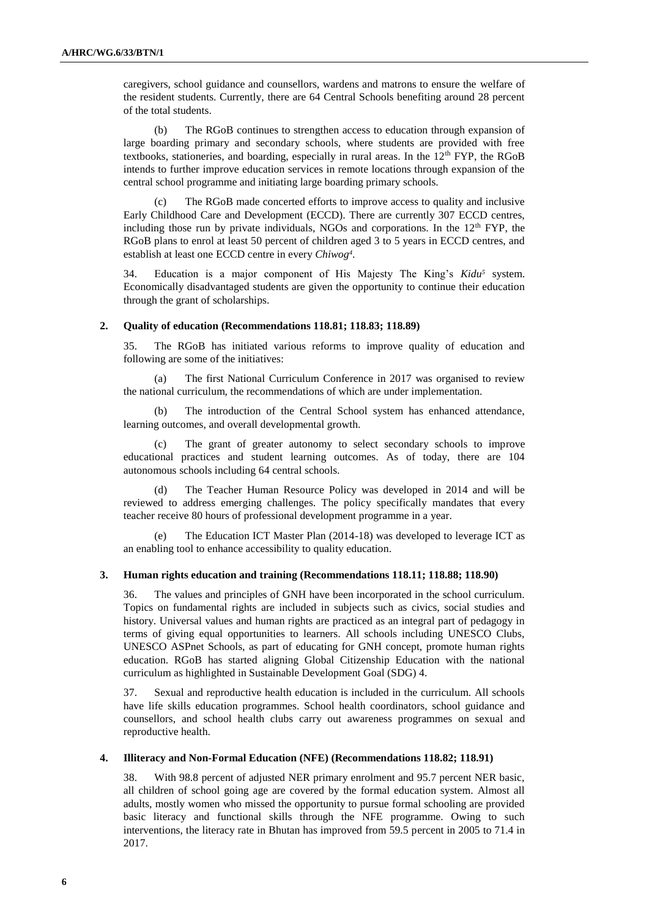caregivers, school guidance and counsellors, wardens and matrons to ensure the welfare of the resident students. Currently, there are 64 Central Schools benefiting around 28 percent of the total students.

(b) The RGoB continues to strengthen access to education through expansion of large boarding primary and secondary schools, where students are provided with free textbooks, stationeries, and boarding, especially in rural areas. In the 12th FYP, the RGoB intends to further improve education services in remote locations through expansion of the central school programme and initiating large boarding primary schools.

(c) The RGoB made concerted efforts to improve access to quality and inclusive Early Childhood Care and Development (ECCD). There are currently 307 ECCD centres, including those run by private individuals, NGOs and corporations. In the 12th FYP, the RGoB plans to enrol at least 50 percent of children aged 3 to 5 years in ECCD centres, and establish at least one ECCD centre in every *Chiwog*[4].

34. Education is a major component of His Majesty The King's *Kidu*[5] system. Economically disadvantaged students are given the opportunity to continue their education through the grant of scholarships.

### 2. Quality of education (Recommendations 118.81; 118.83; 118.89)

35. The RGoB has initiated various reforms to improve quality of education and following are some of the initiatives:

(a) The first National Curriculum Conference in 2017 was organised to review the national curriculum, the recommendations of which are under implementation.

(b) The introduction of the Central School system has enhanced attendance, learning outcomes, and overall developmental growth.

(c) The grant of greater autonomy to select secondary schools to improve educational practices and student learning outcomes. As of today, there are 104 autonomous schools including 64 central schools.

(d) The Teacher Human Resource Policy was developed in 2014 and will be reviewed to address emerging challenges. The policy specifically mandates that every teacher receive 80 hours of professional development programme in a year.

(e) The Education ICT Master Plan (2014-18) was developed to leverage ICT as an enabling tool to enhance accessibility to quality education.

### 3. Human rights education and training (Recommendations 118.11; 118.88; 118.90)

36. The values and principles of GNH have been incorporated in the school curriculum. Topics on fundamental rights are included in subjects such as civics, social studies and history. Universal values and human rights are practiced as an integral part of pedagogy in terms of giving equal opportunities to learners. All schools including UNESCO Clubs, UNESCO ASPnet Schools, as part of educating for GNH concept, promote human rights education. RGoB has started aligning Global Citizenship Education with the national curriculum as highlighted in Sustainable Development Goal (SDG) 4.

37. Sexual and reproductive health education is included in the curriculum. All schools have life skills education programmes. School health coordinators, school guidance and counsellors, and school health clubs carry out awareness programmes on sexual and reproductive health.

### 4. Illiteracy and Non-Formal Education (NFE) (Recommendations 118.82; 118.91)

38. With 98.8 percent of adjusted NER primary enrolment and 95.7 percent NER basic, all children of school going age are covered by the formal education system. Almost all adults, mostly women who missed the opportunity to pursue formal schooling are provided basic literacy and functional skills through the NFE programme. Owing to such interventions, the literacy rate in Bhutan has improved from 59.5 percent in 2005 to 71.4 in 2017.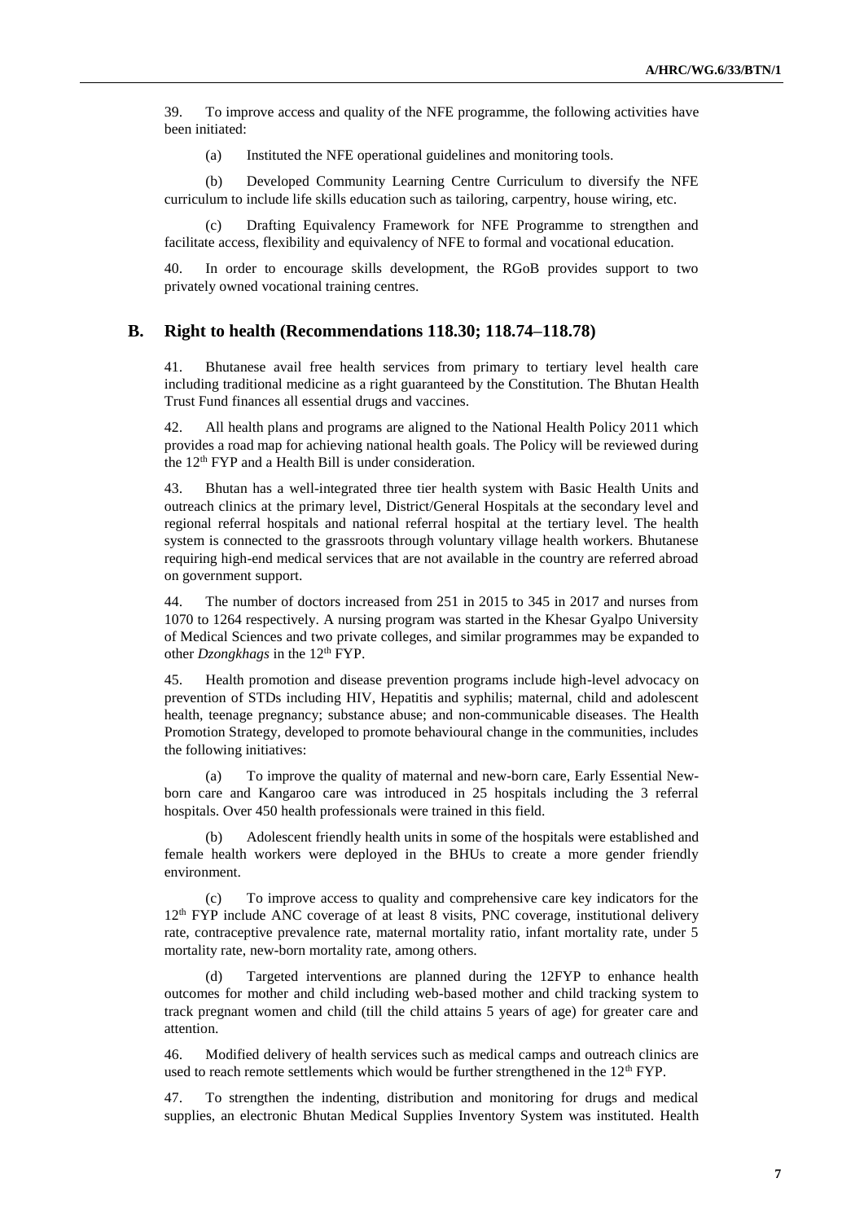39. To improve access and quality of the NFE programme, the following activities have been initiated:

(a) Instituted the NFE operational guidelines and monitoring tools.

(b) Developed Community Learning Centre Curriculum to diversify the NFE curriculum to include life skills education such as tailoring, carpentry, house wiring, etc.

(c) Drafting Equivalency Framework for NFE Programme to strengthen and facilitate access, flexibility and equivalency of NFE to formal and vocational education.

40. In order to encourage skills development, the RGoB provides support to two privately owned vocational training centres.

## B. Right to health (Recommendations 118.30; 118.74–118.78)

41. Bhutanese avail free health services from primary to tertiary level health care including traditional medicine as a right guaranteed by the Constitution. The Bhutan Health Trust Fund finances all essential drugs and vaccines.

42. All health plans and programs are aligned to the National Health Policy 2011 which provides a road map for achieving national health goals. The Policy will be reviewed during the 12th FYP and a Health Bill is under consideration.

43. Bhutan has a well-integrated three tier health system with Basic Health Units and outreach clinics at the primary level, District/General Hospitals at the secondary level and regional referral hospitals and national referral hospital at the tertiary level. The health system is connected to the grassroots through voluntary village health workers. Bhutanese requiring high-end medical services that are not available in the country are referred abroad on government support.

44. The number of doctors increased from 251 in 2015 to 345 in 2017 and nurses from 1070 to 1264 respectively. A nursing program was started in the Khesar Gyalpo University of Medical Sciences and two private colleges, and similar programmes may be expanded to other *Dzongkhags* in the 12th FYP.

45. Health promotion and disease prevention programs include high-level advocacy on prevention of STDs including HIV, Hepatitis and syphilis; maternal, child and adolescent health, teenage pregnancy; substance abuse; and non-communicable diseases. The Health Promotion Strategy, developed to promote behavioural change in the communities, includes the following initiatives:

(a) To improve the quality of maternal and new-born care, Early Essential New-born care and Kangaroo care was introduced in 25 hospitals including the 3 referral hospitals. Over 450 health professionals were trained in this field.

(b) Adolescent friendly health units in some of the hospitals were established and female health workers were deployed in the BHUs to create a more gender friendly environment.

(c) To improve access to quality and comprehensive care key indicators for the 12th FYP include ANC coverage of at least 8 visits, PNC coverage, institutional delivery rate, contraceptive prevalence rate, maternal mortality ratio, infant mortality rate, under 5 mortality rate, new-born mortality rate, among others.

(d) Targeted interventions are planned during the 12FYP to enhance health outcomes for mother and child including web-based mother and child tracking system to track pregnant women and child (till the child attains 5 years of age) for greater care and attention.

46. Modified delivery of health services such as medical camps and outreach clinics are used to reach remote settlements which would be further strengthened in the 12th FYP.

47. To strengthen the indenting, distribution and monitoring for drugs and medical supplies, an electronic Bhutan Medical Supplies Inventory System was instituted. Health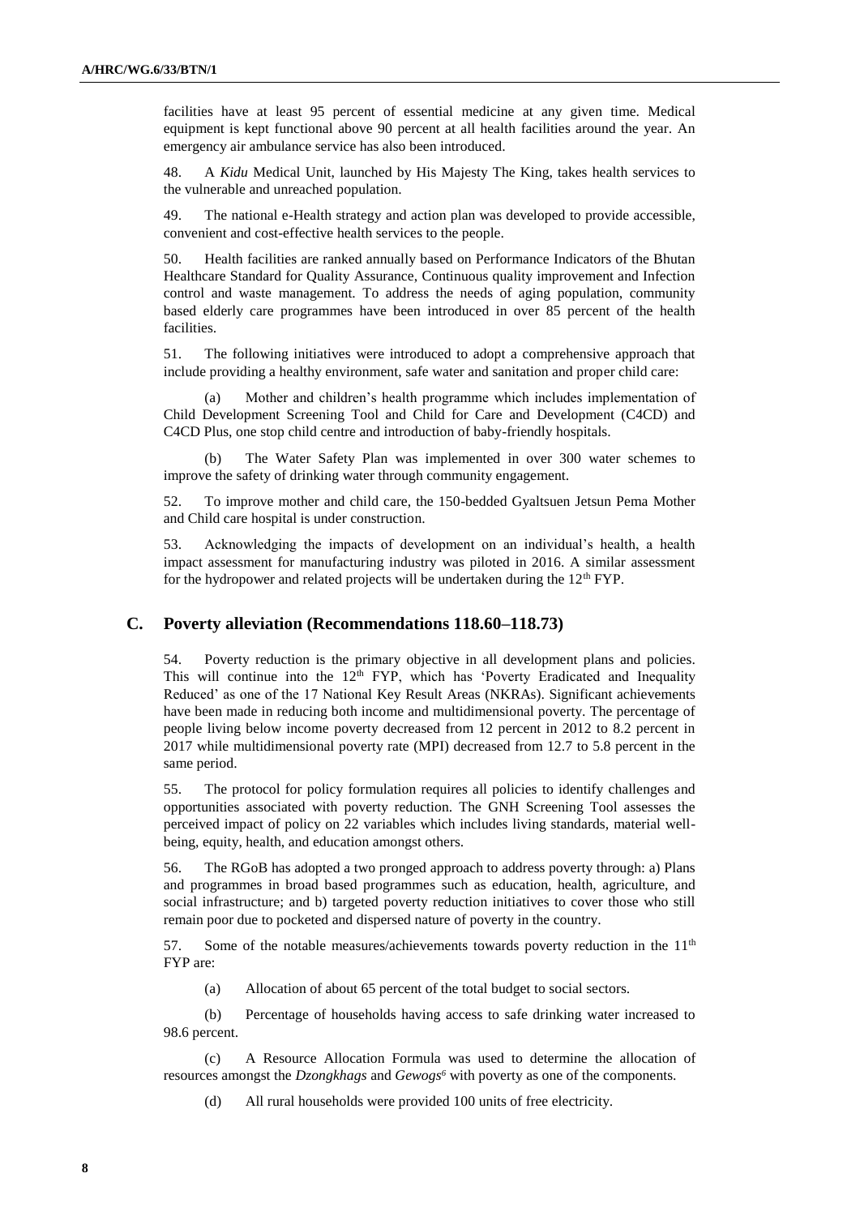facilities have at least 95 percent of essential medicine at any given time. Medical equipment is kept functional above 90 percent at all health facilities around the year. An emergency air ambulance service has also been introduced.

48. A *Kidu* Medical Unit, launched by His Majesty The King, takes health services to the vulnerable and unreached population.

49. The national e-Health strategy and action plan was developed to provide accessible, convenient and cost-effective health services to the people.

50. Health facilities are ranked annually based on Performance Indicators of the Bhutan Healthcare Standard for Quality Assurance, Continuous quality improvement and Infection control and waste management. To address the needs of aging population, community based elderly care programmes have been introduced in over 85 percent of the health facilities.

51. The following initiatives were introduced to adopt a comprehensive approach that include providing a healthy environment, safe water and sanitation and proper child care:

(a) Mother and children's health programme which includes implementation of Child Development Screening Tool and Child for Care and Development (C4CD) and C4CD Plus, one stop child centre and introduction of baby-friendly hospitals.

(b) The Water Safety Plan was implemented in over 300 water schemes to improve the safety of drinking water through community engagement.

52. To improve mother and child care, the 150-bedded Gyaltsuen Jetsun Pema Mother and Child care hospital is under construction.

53. Acknowledging the impacts of development on an individual's health, a health impact assessment for manufacturing industry was piloted in 2016. A similar assessment for the hydropower and related projects will be undertaken during the 12th FYP.

## C. Poverty alleviation (Recommendations 118.60–118.73)

54. Poverty reduction is the primary objective in all development plans and policies. This will continue into the 12th FYP, which has 'Poverty Eradicated and Inequality Reduced' as one of the 17 National Key Result Areas (NKRAs). Significant achievements have been made in reducing both income and multidimensional poverty. The percentage of people living below income poverty decreased from 12 percent in 2012 to 8.2 percent in 2017 while multidimensional poverty rate (MPI) decreased from 12.7 to 5.8 percent in the same period.

55. The protocol for policy formulation requires all policies to identify challenges and opportunities associated with poverty reduction. The GNH Screening Tool assesses the perceived impact of policy on 22 variables which includes living standards, material well-being, equity, health, and education amongst others.

56. The RGoB has adopted a two pronged approach to address poverty through: a) Plans and programmes in broad based programmes such as education, health, agriculture, and social infrastructure; and b) targeted poverty reduction initiatives to cover those who still remain poor due to pocketed and dispersed nature of poverty in the country.

57. Some of the notable measures/achievements towards poverty reduction in the 11th FYP are:

(a) Allocation of about 65 percent of the total budget to social sectors.

(b) Percentage of households having access to safe drinking water increased to 98.6 percent.

(c) A Resource Allocation Formula was used to determine the allocation of resources amongst the *Dzongkhags* and *Gewogs*[6] with poverty as one of the components.

(d) All rural households were provided 100 units of free electricity.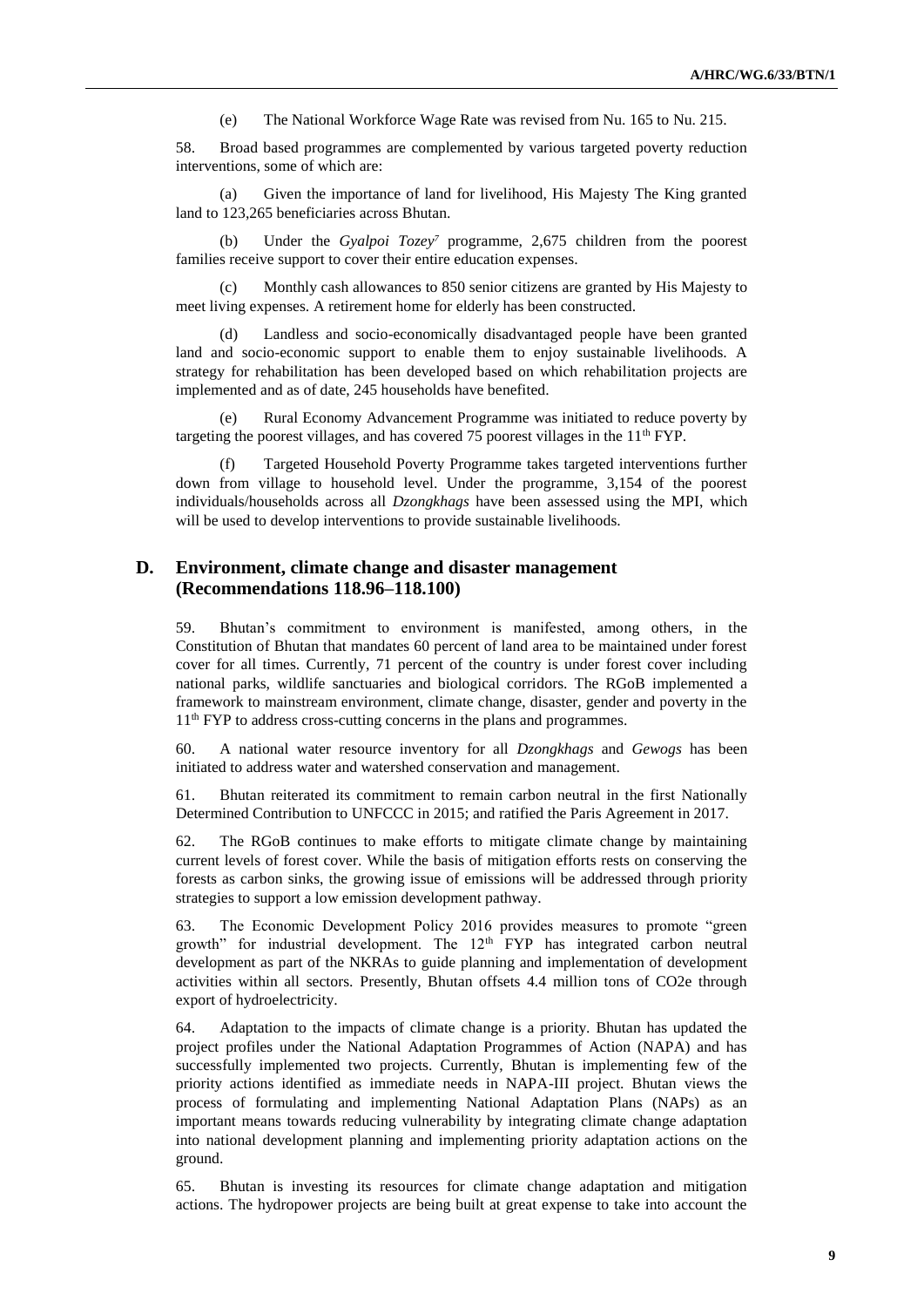(e) The National Workforce Wage Rate was revised from Nu. 165 to Nu. 215.

58. Broad based programmes are complemented by various targeted poverty reduction interventions, some of which are:

(a) Given the importance of land for livelihood, His Majesty The King granted land to 123,265 beneficiaries across Bhutan.

(b) Under the *Gyalpoi Tozey*[7] programme, 2,675 children from the poorest families receive support to cover their entire education expenses.

(c) Monthly cash allowances to 850 senior citizens are granted by His Majesty to meet living expenses. A retirement home for elderly has been constructed.

(d) Landless and socio-economically disadvantaged people have been granted land and socio-economic support to enable them to enjoy sustainable livelihoods. A strategy for rehabilitation has been developed based on which rehabilitation projects are implemented and as of date, 245 households have benefited.

(e) Rural Economy Advancement Programme was initiated to reduce poverty by targeting the poorest villages, and has covered 75 poorest villages in the 11th FYP.

(f) Targeted Household Poverty Programme takes targeted interventions further down from village to household level. Under the programme, 3,154 of the poorest individuals/households across all *Dzongkhags* have been assessed using the MPI, which will be used to develop interventions to provide sustainable livelihoods.

## D. Environment, climate change and disaster management (Recommendations 118.96–118.100)

59. Bhutan's commitment to environment is manifested, among others, in the Constitution of Bhutan that mandates 60 percent of land area to be maintained under forest cover for all times. Currently, 71 percent of the country is under forest cover including national parks, wildlife sanctuaries and biological corridors. The RGoB implemented a framework to mainstream environment, climate change, disaster, gender and poverty in the 11th FYP to address cross-cutting concerns in the plans and programmes.

60. A national water resource inventory for all *Dzongkhags* and *Gewogs* has been initiated to address water and watershed conservation and management.

61. Bhutan reiterated its commitment to remain carbon neutral in the first Nationally Determined Contribution to UNFCCC in 2015; and ratified the Paris Agreement in 2017.

62. The RGoB continues to make efforts to mitigate climate change by maintaining current levels of forest cover. While the basis of mitigation efforts rests on conserving the forests as carbon sinks, the growing issue of emissions will be addressed through priority strategies to support a low emission development pathway.

63. The Economic Development Policy 2016 provides measures to promote "green growth" for industrial development. The 12th FYP has integrated carbon neutral development as part of the NKRAs to guide planning and implementation of development activities within all sectors. Presently, Bhutan offsets 4.4 million tons of CO2e through export of hydroelectricity.

64. Adaptation to the impacts of climate change is a priority. Bhutan has updated the project profiles under the National Adaptation Programmes of Action (NAPA) and has successfully implemented two projects. Currently, Bhutan is implementing few of the priority actions identified as immediate needs in NAPA-III project. Bhutan views the process of formulating and implementing National Adaptation Plans (NAPs) as an important means towards reducing vulnerability by integrating climate change adaptation into national development planning and implementing priority adaptation actions on the ground.

65. Bhutan is investing its resources for climate change adaptation and mitigation actions. The hydropower projects are being built at great expense to take into account the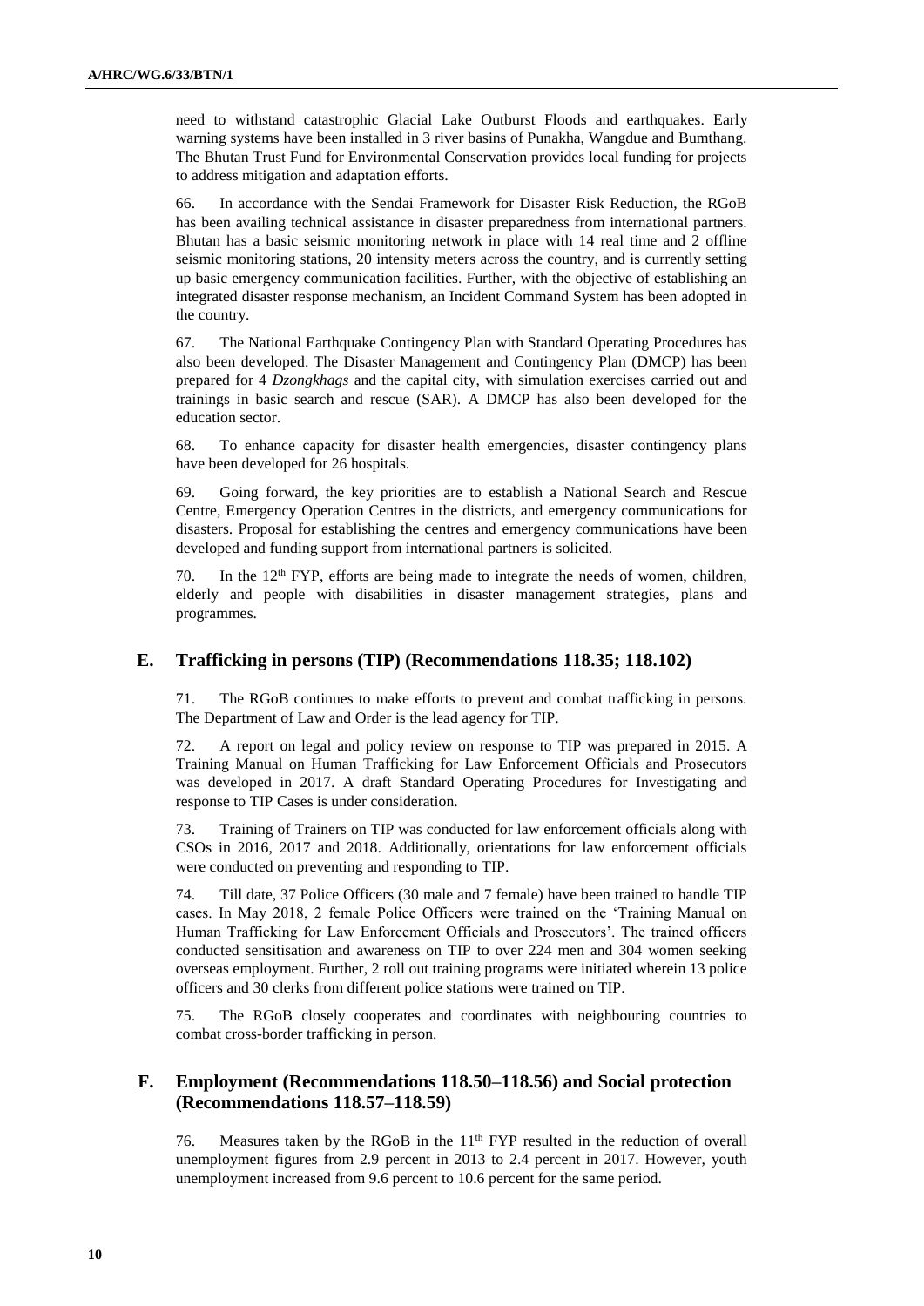need to withstand catastrophic Glacial Lake Outburst Floods and earthquakes. Early warning systems have been installed in 3 river basins of Punakha, Wangdue and Bumthang. The Bhutan Trust Fund for Environmental Conservation provides local funding for projects to address mitigation and adaptation efforts.

66. In accordance with the Sendai Framework for Disaster Risk Reduction, the RGoB has been availing technical assistance in disaster preparedness from international partners. Bhutan has a basic seismic monitoring network in place with 14 real time and 2 offline seismic monitoring stations, 20 intensity meters across the country, and is currently setting up basic emergency communication facilities. Further, with the objective of establishing an integrated disaster response mechanism, an Incident Command System has been adopted in the country.

67. The National Earthquake Contingency Plan with Standard Operating Procedures has also been developed. The Disaster Management and Contingency Plan (DMCP) has been prepared for 4 *Dzongkhags* and the capital city, with simulation exercises carried out and trainings in basic search and rescue (SAR). A DMCP has also been developed for the education sector.

68. To enhance capacity for disaster health emergencies, disaster contingency plans have been developed for 26 hospitals.

69. Going forward, the key priorities are to establish a National Search and Rescue Centre, Emergency Operation Centres in the districts, and emergency communications for disasters. Proposal for establishing the centres and emergency communications have been developed and funding support from international partners is solicited.

70. In the 12th FYP, efforts are being made to integrate the needs of women, children, elderly and people with disabilities in disaster management strategies, plans and programmes.

## E. Trafficking in persons (TIP) (Recommendations 118.35; 118.102)

71. The RGoB continues to make efforts to prevent and combat trafficking in persons. The Department of Law and Order is the lead agency for TIP.

72. A report on legal and policy review on response to TIP was prepared in 2015. A Training Manual on Human Trafficking for Law Enforcement Officials and Prosecutors was developed in 2017. A draft Standard Operating Procedures for Investigating and response to TIP Cases is under consideration.

73. Training of Trainers on TIP was conducted for law enforcement officials along with CSOs in 2016, 2017 and 2018. Additionally, orientations for law enforcement officials were conducted on preventing and responding to TIP.

74. Till date, 37 Police Officers (30 male and 7 female) have been trained to handle TIP cases. In May 2018, 2 female Police Officers were trained on the 'Training Manual on Human Trafficking for Law Enforcement Officials and Prosecutors'. The trained officers conducted sensitisation and awareness on TIP to over 224 men and 304 women seeking overseas employment. Further, 2 roll out training programs were initiated wherein 13 police officers and 30 clerks from different police stations were trained on TIP.

75. The RGoB closely cooperates and coordinates with neighbouring countries to combat cross-border trafficking in person.

## F. Employment (Recommendations 118.50–118.56) and Social protection (Recommendations 118.57–118.59)

76. Measures taken by the RGoB in the 11th FYP resulted in the reduction of overall unemployment figures from 2.9 percent in 2013 to 2.4 percent in 2017. However, youth unemployment increased from 9.6 percent to 10.6 percent for the same period.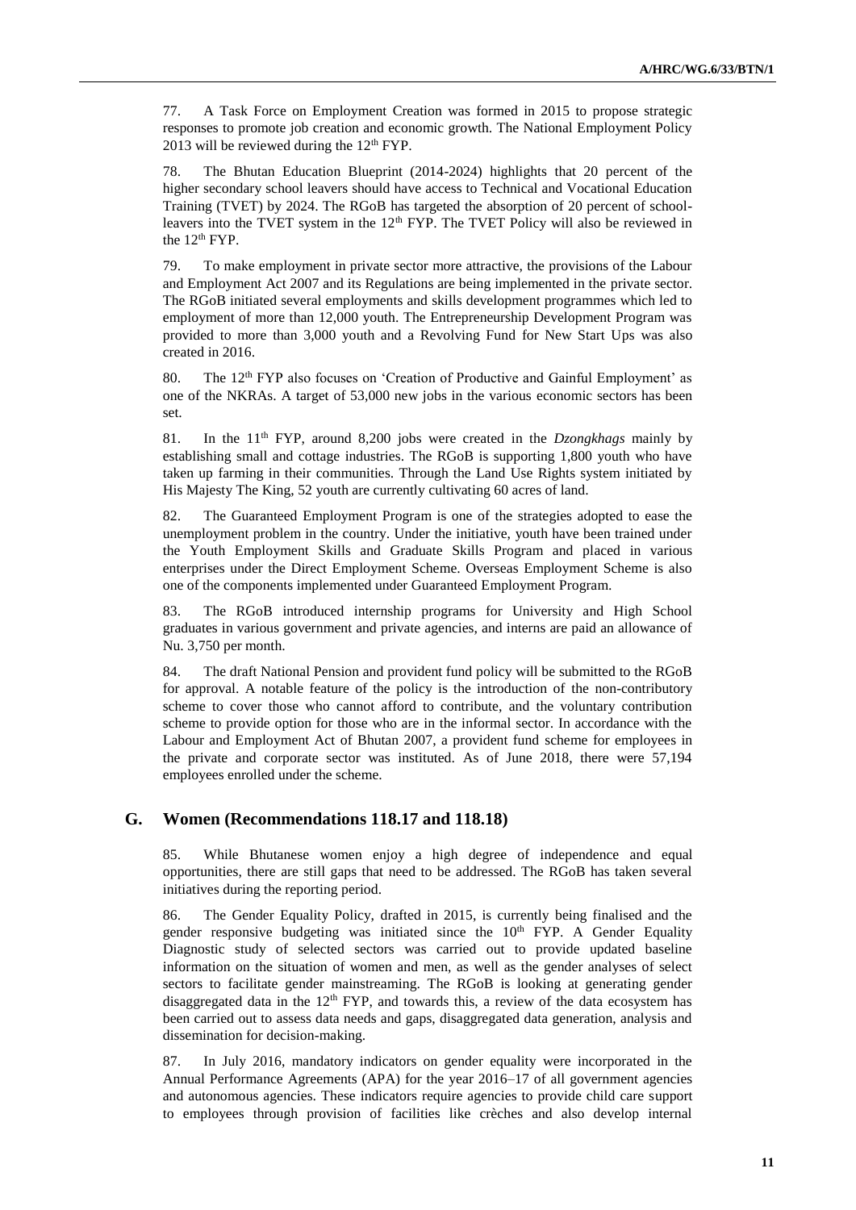77. A Task Force on Employment Creation was formed in 2015 to propose strategic responses to promote job creation and economic growth. The National Employment Policy 2013 will be reviewed during the 12th FYP.

78. The Bhutan Education Blueprint (2014-2024) highlights that 20 percent of the higher secondary school leavers should have access to Technical and Vocational Education Training (TVET) by 2024. The RGoB has targeted the absorption of 20 percent of school-leavers into the TVET system in the 12th FYP. The TVET Policy will also be reviewed in the 12th FYP.

79. To make employment in private sector more attractive, the provisions of the Labour and Employment Act 2007 and its Regulations are being implemented in the private sector. The RGoB initiated several employments and skills development programmes which led to employment of more than 12,000 youth. The Entrepreneurship Development Program was provided to more than 3,000 youth and a Revolving Fund for New Start Ups was also created in 2016.

80. The 12th FYP also focuses on 'Creation of Productive and Gainful Employment' as one of the NKRAs. A target of 53,000 new jobs in the various economic sectors has been set.

81. In the 11th FYP, around 8,200 jobs were created in the *Dzongkhags* mainly by establishing small and cottage industries. The RGoB is supporting 1,800 youth who have taken up farming in their communities. Through the Land Use Rights system initiated by His Majesty The King, 52 youth are currently cultivating 60 acres of land.

82. The Guaranteed Employment Program is one of the strategies adopted to ease the unemployment problem in the country. Under the initiative, youth have been trained under the Youth Employment Skills and Graduate Skills Program and placed in various enterprises under the Direct Employment Scheme. Overseas Employment Scheme is also one of the components implemented under Guaranteed Employment Program.

83. The RGoB introduced internship programs for University and High School graduates in various government and private agencies, and interns are paid an allowance of Nu. 3,750 per month.

84. The draft National Pension and provident fund policy will be submitted to the RGoB for approval. A notable feature of the policy is the introduction of the non-contributory scheme to cover those who cannot afford to contribute, and the voluntary contribution scheme to provide option for those who are in the informal sector. In accordance with the Labour and Employment Act of Bhutan 2007, a provident fund scheme for employees in the private and corporate sector was instituted. As of June 2018, there were 57,194 employees enrolled under the scheme.

## G. Women (Recommendations 118.17 and 118.18)

85. While Bhutanese women enjoy a high degree of independence and equal opportunities, there are still gaps that need to be addressed. The RGoB has taken several initiatives during the reporting period.

86. The Gender Equality Policy, drafted in 2015, is currently being finalised and the gender responsive budgeting was initiated since the 10th FYP. A Gender Equality Diagnostic study of selected sectors was carried out to provide updated baseline information on the situation of women and men, as well as the gender analyses of select sectors to facilitate gender mainstreaming. The RGoB is looking at generating gender disaggregated data in the 12th FYP, and towards this, a review of the data ecosystem has been carried out to assess data needs and gaps, disaggregated data generation, analysis and dissemination for decision-making.

87. In July 2016, mandatory indicators on gender equality were incorporated in the Annual Performance Agreements (APA) for the year 2016–17 of all government agencies and autonomous agencies. These indicators require agencies to provide child care support to employees through provision of facilities like crèches and also develop internal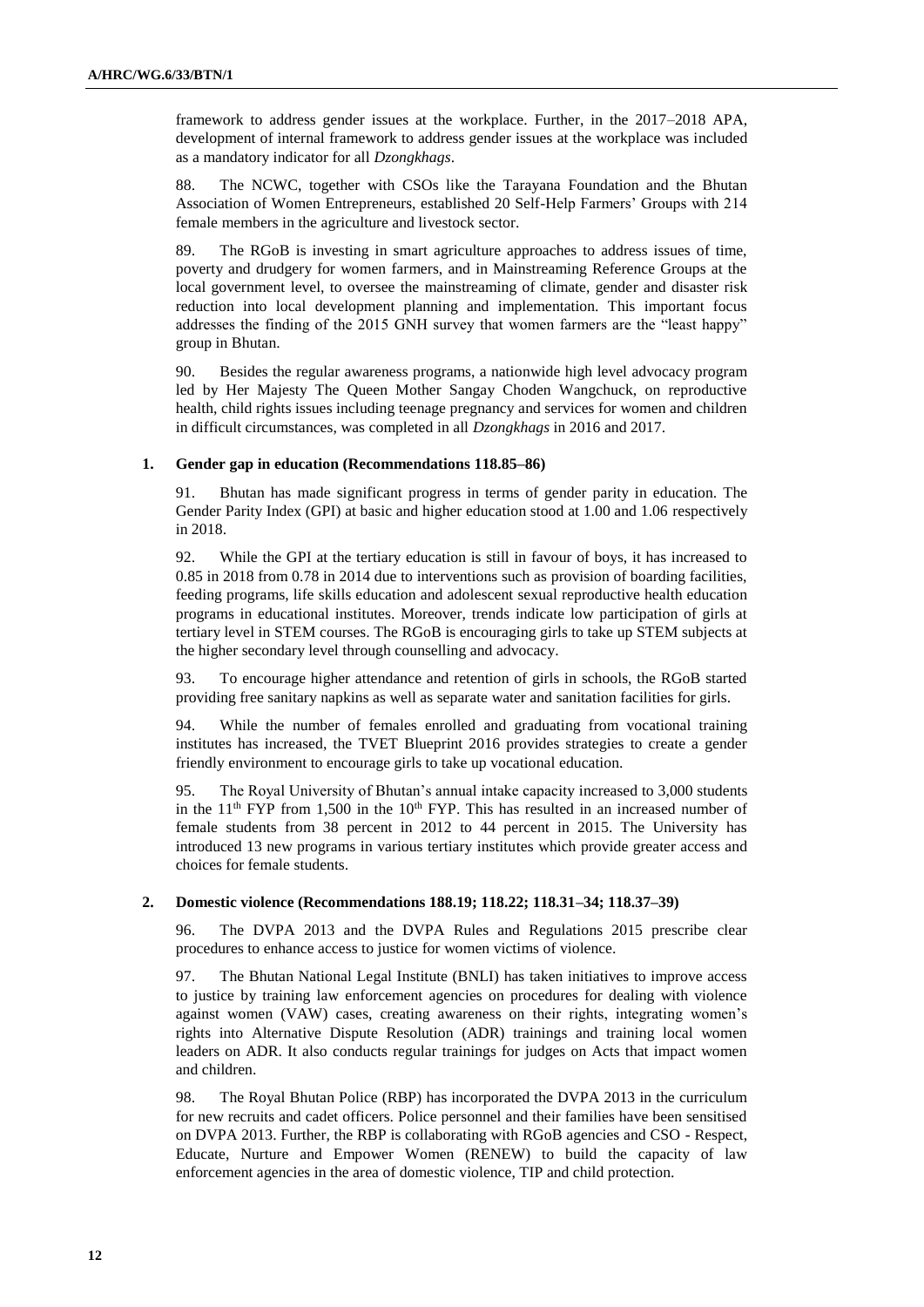framework to address gender issues at the workplace. Further, in the 2017–2018 APA, development of internal framework to address gender issues at the workplace was included as a mandatory indicator for all *Dzongkhags*.

88. The NCWC, together with CSOs like the Tarayana Foundation and the Bhutan Association of Women Entrepreneurs, established 20 Self-Help Farmers' Groups with 214 female members in the agriculture and livestock sector.

89. The RGoB is investing in smart agriculture approaches to address issues of time, poverty and drudgery for women farmers, and in Mainstreaming Reference Groups at the local government level, to oversee the mainstreaming of climate, gender and disaster risk reduction into local development planning and implementation. This important focus addresses the finding of the 2015 GNH survey that women farmers are the "least happy" group in Bhutan.

90. Besides the regular awareness programs, a nationwide high level advocacy program led by Her Majesty The Queen Mother Sangay Choden Wangchuck, on reproductive health, child rights issues including teenage pregnancy and services for women and children in difficult circumstances, was completed in all *Dzongkhags* in 2016 and 2017.

### 1. Gender gap in education (Recommendations 118.85–86)

91. Bhutan has made significant progress in terms of gender parity in education. The Gender Parity Index (GPI) at basic and higher education stood at 1.00 and 1.06 respectively in 2018.

92. While the GPI at the tertiary education is still in favour of boys, it has increased to 0.85 in 2018 from 0.78 in 2014 due to interventions such as provision of boarding facilities, feeding programs, life skills education and adolescent sexual reproductive health education programs in educational institutes. Moreover, trends indicate low participation of girls at tertiary level in STEM courses. The RGoB is encouraging girls to take up STEM subjects at the higher secondary level through counselling and advocacy.

93. To encourage higher attendance and retention of girls in schools, the RGoB started providing free sanitary napkins as well as separate water and sanitation facilities for girls.

94. While the number of females enrolled and graduating from vocational training institutes has increased, the TVET Blueprint 2016 provides strategies to create a gender friendly environment to encourage girls to take up vocational education.

95. The Royal University of Bhutan's annual intake capacity increased to 3,000 students in the 11th FYP from 1,500 in the 10th FYP. This has resulted in an increased number of female students from 38 percent in 2012 to 44 percent in 2015. The University has introduced 13 new programs in various tertiary institutes which provide greater access and choices for female students.

### 2. Domestic violence (Recommendations 188.19; 118.22; 118.31–34; 118.37–39)

96. The DVPA 2013 and the DVPA Rules and Regulations 2015 prescribe clear procedures to enhance access to justice for women victims of violence.

97. The Bhutan National Legal Institute (BNLI) has taken initiatives to improve access to justice by training law enforcement agencies on procedures for dealing with violence against women (VAW) cases, creating awareness on their rights, integrating women's rights into Alternative Dispute Resolution (ADR) trainings and training local women leaders on ADR. It also conducts regular trainings for judges on Acts that impact women and children.

98. The Royal Bhutan Police (RBP) has incorporated the DVPA 2013 in the curriculum for new recruits and cadet officers. Police personnel and their families have been sensitised on DVPA 2013. Further, the RBP is collaborating with RGoB agencies and CSO - Respect, Educate, Nurture and Empower Women (RENEW) to build the capacity of law enforcement agencies in the area of domestic violence, TIP and child protection.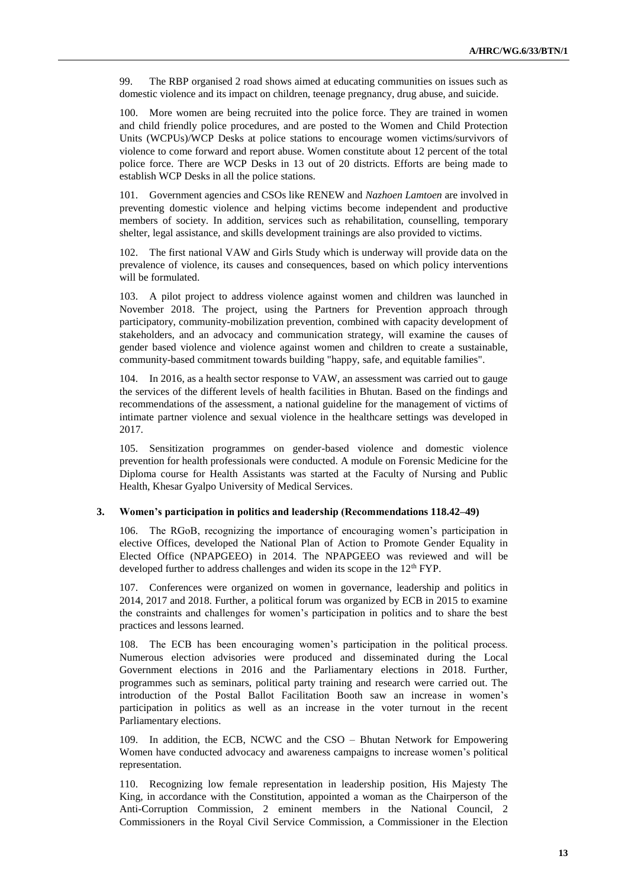99. The RBP organised 2 road shows aimed at educating communities on issues such as domestic violence and its impact on children, teenage pregnancy, drug abuse, and suicide.

100. More women are being recruited into the police force. They are trained in women and child friendly police procedures, and are posted to the Women and Child Protection Units (WCPUs)/WCP Desks at police stations to encourage women victims/survivors of violence to come forward and report abuse. Women constitute about 12 percent of the total police force. There are WCP Desks in 13 out of 20 districts. Efforts are being made to establish WCP Desks in all the police stations.

101. Government agencies and CSOs like RENEW and *Nazhoen Lamtoen* are involved in preventing domestic violence and helping victims become independent and productive members of society. In addition, services such as rehabilitation, counselling, temporary shelter, legal assistance, and skills development trainings are also provided to victims.

102. The first national VAW and Girls Study which is underway will provide data on the prevalence of violence, its causes and consequences, based on which policy interventions will be formulated.

103. A pilot project to address violence against women and children was launched in November 2018. The project, using the Partners for Prevention approach through participatory, community-mobilization prevention, combined with capacity development of stakeholders, and an advocacy and communication strategy, will examine the causes of gender based violence and violence against women and children to create a sustainable, community-based commitment towards building "happy, safe, and equitable families".

104. In 2016, as a health sector response to VAW, an assessment was carried out to gauge the services of the different levels of health facilities in Bhutan. Based on the findings and recommendations of the assessment, a national guideline for the management of victims of intimate partner violence and sexual violence in the healthcare settings was developed in 2017.

105. Sensitization programmes on gender-based violence and domestic violence prevention for health professionals were conducted. A module on Forensic Medicine for the Diploma course for Health Assistants was started at the Faculty of Nursing and Public Health, Khesar Gyalpo University of Medical Services.

### 3. Women's participation in politics and leadership (Recommendations 118.42–49)

106. The RGoB, recognizing the importance of encouraging women's participation in elective Offices, developed the National Plan of Action to Promote Gender Equality in Elected Office (NPAPGEEO) in 2014. The NPAPGEEO was reviewed and will be developed further to address challenges and widen its scope in the 12th FYP.

107. Conferences were organized on women in governance, leadership and politics in 2014, 2017 and 2018. Further, a political forum was organized by ECB in 2015 to examine the constraints and challenges for women's participation in politics and to share the best practices and lessons learned.

108. The ECB has been encouraging women's participation in the political process. Numerous election advisories were produced and disseminated during the Local Government elections in 2016 and the Parliamentary elections in 2018. Further, programmes such as seminars, political party training and research were carried out. The introduction of the Postal Ballot Facilitation Booth saw an increase in women's participation in politics as well as an increase in the voter turnout in the recent Parliamentary elections.

109. In addition, the ECB, NCWC and the CSO – Bhutan Network for Empowering Women have conducted advocacy and awareness campaigns to increase women's political representation.

110. Recognizing low female representation in leadership position, His Majesty The King, in accordance with the Constitution, appointed a woman as the Chairperson of the Anti-Corruption Commission, 2 eminent members in the National Council, 2 Commissioners in the Royal Civil Service Commission, a Commissioner in the Election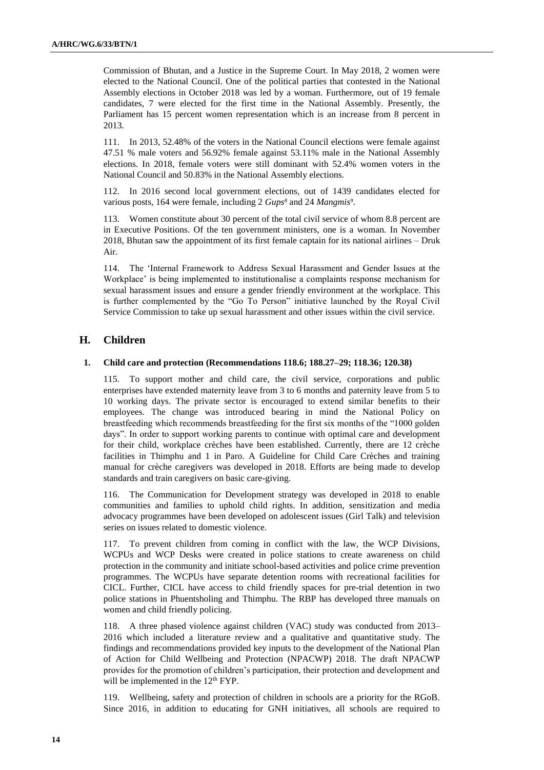Commission of Bhutan, and a Justice in the Supreme Court. In May 2018, 2 women were elected to the National Council. One of the political parties that contested in the National Assembly elections in October 2018 was led by a woman. Furthermore, out of 19 female candidates, 7 were elected for the first time in the National Assembly. Presently, the Parliament has 15 percent women representation which is an increase from 8 percent in 2013.

111. In 2013, 52.48% of the voters in the National Council elections were female against 47.51 % male voters and 56.92% female against 53.11% male in the National Assembly elections. In 2018, female voters were still dominant with 52.4% women voters in the National Council and 50.83% in the National Assembly elections.

112. In 2016 second local government elections, out of 1439 candidates elected for various posts, 164 were female, including 2 *Gups*[8] and 24 *Mangmis*[9].

113. Women constitute about 30 percent of the total civil service of whom 8.8 percent are in Executive Positions. Of the ten government ministers, one is a woman. In November 2018, Bhutan saw the appointment of its first female captain for its national airlines – Druk Air.

114. The 'Internal Framework to Address Sexual Harassment and Gender Issues at the Workplace' is being implemented to institutionalise a complaints response mechanism for sexual harassment issues and ensure a gender friendly environment at the workplace. This is further complemented by the "Go To Person" initiative launched by the Royal Civil Service Commission to take up sexual harassment and other issues within the civil service.

## H. Children

### 1. Child care and protection (Recommendations 118.6; 188.27–29; 118.36; 120.38)

115. To support mother and child care, the civil service, corporations and public enterprises have extended maternity leave from 3 to 6 months and paternity leave from 5 to 10 working days. The private sector is encouraged to extend similar benefits to their employees. The change was introduced bearing in mind the National Policy on breastfeeding which recommends breastfeeding for the first six months of the "1000 golden days". In order to support working parents to continue with optimal care and development for their child, workplace crèches have been established. Currently, there are 12 crèche facilities in Thimphu and 1 in Paro. A Guideline for Child Care Crèches and training manual for crèche caregivers was developed in 2018. Efforts are being made to develop standards and train caregivers on basic care-giving.

116. The Communication for Development strategy was developed in 2018 to enable communities and families to uphold child rights. In addition, sensitization and media advocacy programmes have been developed on adolescent issues (Girl Talk) and television series on issues related to domestic violence.

117. To prevent children from coming in conflict with the law, the WCP Divisions, WCPUs and WCP Desks were created in police stations to create awareness on child protection in the community and initiate school-based activities and police crime prevention programmes. The WCPUs have separate detention rooms with recreational facilities for CICL. Further, CICL have access to child friendly spaces for pre-trial detention in two police stations in Phuentsholing and Thimphu. The RBP has developed three manuals on women and child friendly policing.

118. A three phased violence against children (VAC) study was conducted from 2013–2016 which included a literature review and a qualitative and quantitative study. The findings and recommendations provided key inputs to the development of the National Plan of Action for Child Wellbeing and Protection (NPACWP) 2018. The draft NPACWP provides for the promotion of children's participation, their protection and development and will be implemented in the 12th FYP.

119. Wellbeing, safety and protection of children in schools are a priority for the RGoB. Since 2016, in addition to educating for GNH initiatives, all schools are required to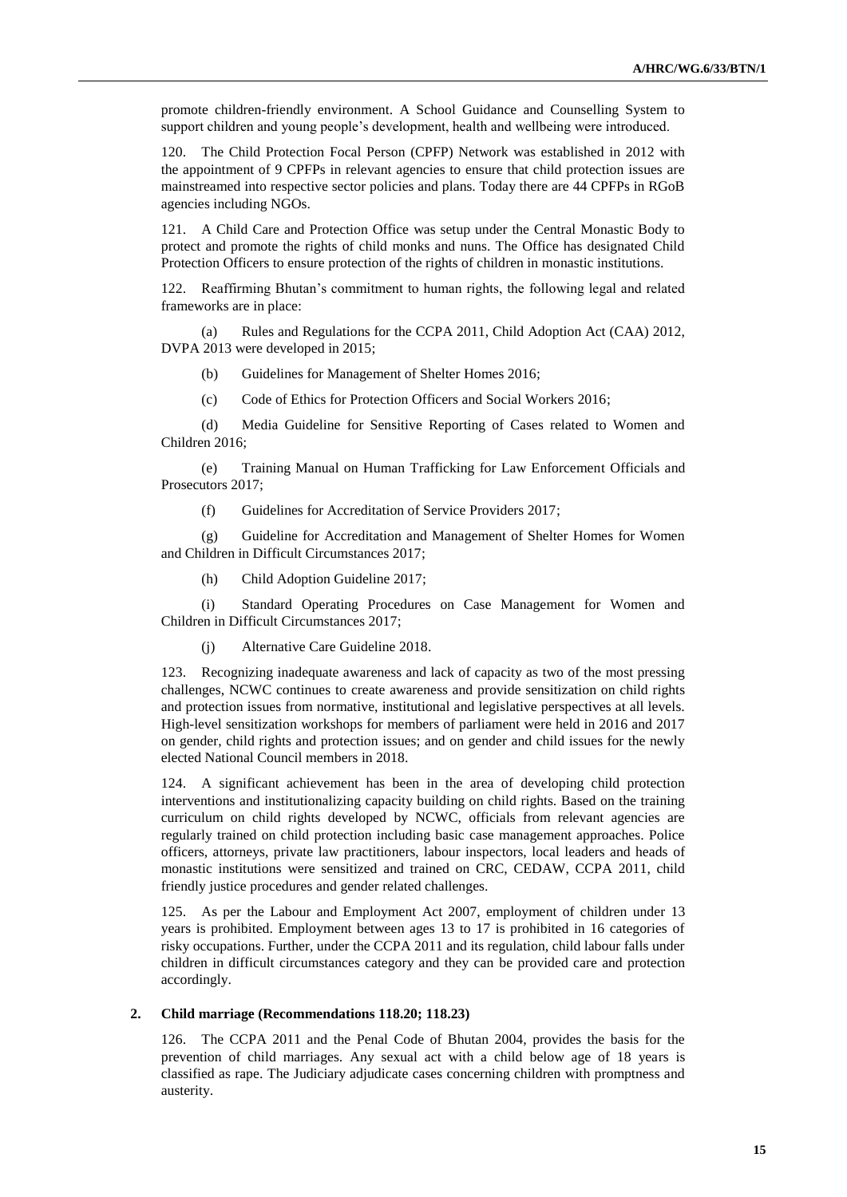promote children-friendly environment. A School Guidance and Counselling System to support children and young people's development, health and wellbeing were introduced.

120. The Child Protection Focal Person (CPFP) Network was established in 2012 with the appointment of 9 CPFPs in relevant agencies to ensure that child protection issues are mainstreamed into respective sector policies and plans. Today there are 44 CPFPs in RGoB agencies including NGOs.

121. A Child Care and Protection Office was setup under the Central Monastic Body to protect and promote the rights of child monks and nuns. The Office has designated Child Protection Officers to ensure protection of the rights of children in monastic institutions.

122. Reaffirming Bhutan's commitment to human rights, the following legal and related frameworks are in place:

(a) Rules and Regulations for the CCPA 2011, Child Adoption Act (CAA) 2012, DVPA 2013 were developed in 2015;

(b) Guidelines for Management of Shelter Homes 2016;

(c) Code of Ethics for Protection Officers and Social Workers 2016;

(d) Media Guideline for Sensitive Reporting of Cases related to Women and Children 2016;

(e) Training Manual on Human Trafficking for Law Enforcement Officials and Prosecutors 2017;

(f) Guidelines for Accreditation of Service Providers 2017;

(g) Guideline for Accreditation and Management of Shelter Homes for Women and Children in Difficult Circumstances 2017;

(h) Child Adoption Guideline 2017;

(i) Standard Operating Procedures on Case Management for Women and Children in Difficult Circumstances 2017;

(j) Alternative Care Guideline 2018.

123. Recognizing inadequate awareness and lack of capacity as two of the most pressing challenges, NCWC continues to create awareness and provide sensitization on child rights and protection issues from normative, institutional and legislative perspectives at all levels. High-level sensitization workshops for members of parliament were held in 2016 and 2017 on gender, child rights and protection issues; and on gender and child issues for the newly elected National Council members in 2018.

124. A significant achievement has been in the area of developing child protection interventions and institutionalizing capacity building on child rights. Based on the training curriculum on child rights developed by NCWC, officials from relevant agencies are regularly trained on child protection including basic case management approaches. Police officers, attorneys, private law practitioners, labour inspectors, local leaders and heads of monastic institutions were sensitized and trained on CRC, CEDAW, CCPA 2011, child friendly justice procedures and gender related challenges.

125. As per the Labour and Employment Act 2007, employment of children under 13 years is prohibited. Employment between ages 13 to 17 is prohibited in 16 categories of risky occupations. Further, under the CCPA 2011 and its regulation, child labour falls under children in difficult circumstances category and they can be provided care and protection accordingly.

### 2. Child marriage (Recommendations 118.20; 118.23)

126. The CCPA 2011 and the Penal Code of Bhutan 2004, provides the basis for the prevention of child marriages. Any sexual act with a child below age of 18 years is classified as rape. The Judiciary adjudicate cases concerning children with promptness and austerity.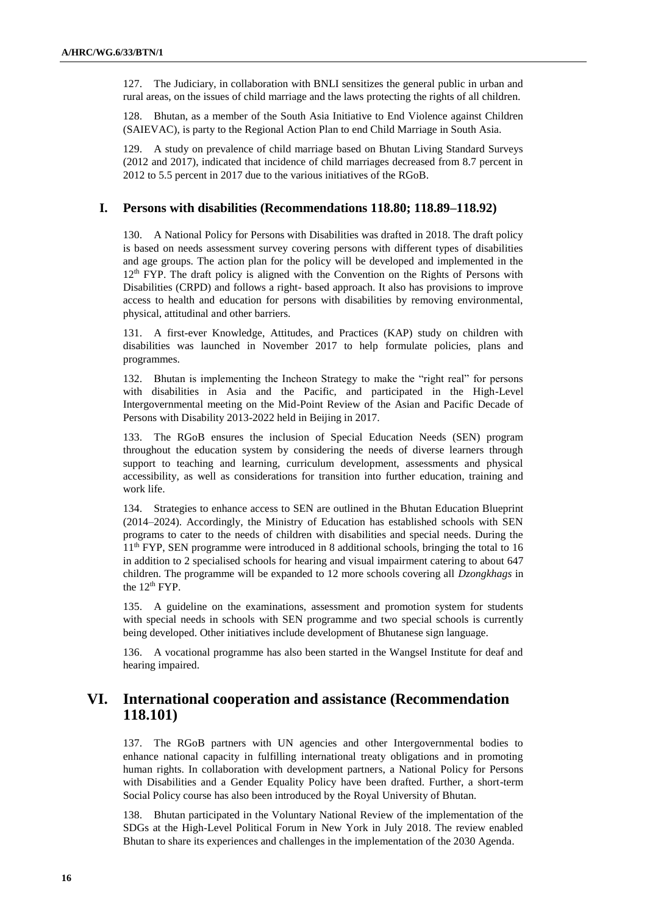127. The Judiciary, in collaboration with BNLI sensitizes the general public in urban and rural areas, on the issues of child marriage and the laws protecting the rights of all children.

128. Bhutan, as a member of the South Asia Initiative to End Violence against Children (SAIEVAC), is party to the Regional Action Plan to end Child Marriage in South Asia.

129. A study on prevalence of child marriage based on Bhutan Living Standard Surveys (2012 and 2017), indicated that incidence of child marriages decreased from 8.7 percent in 2012 to 5.5 percent in 2017 due to the various initiatives of the RGoB.

### I. Persons with disabilities (Recommendations 118.80; 118.89–118.92)

130. A National Policy for Persons with Disabilities was drafted in 2018. The draft policy is based on needs assessment survey covering persons with different types of disabilities and age groups. The action plan for the policy will be developed and implemented in the 12th FYP. The draft policy is aligned with the Convention on the Rights of Persons with Disabilities (CRPD) and follows a right- based approach. It also has provisions to improve access to health and education for persons with disabilities by removing environmental, physical, attitudinal and other barriers.

131. A first-ever Knowledge, Attitudes, and Practices (KAP) study on children with disabilities was launched in November 2017 to help formulate policies, plans and programmes.

132. Bhutan is implementing the Incheon Strategy to make the "right real" for persons with disabilities in Asia and the Pacific, and participated in the High-Level Intergovernmental meeting on the Mid-Point Review of the Asian and Pacific Decade of Persons with Disability 2013-2022 held in Beijing in 2017.

133. The RGoB ensures the inclusion of Special Education Needs (SEN) program throughout the education system by considering the needs of diverse learners through support to teaching and learning, curriculum development, assessments and physical accessibility, as well as considerations for transition into further education, training and work life.

134. Strategies to enhance access to SEN are outlined in the Bhutan Education Blueprint (2014–2024). Accordingly, the Ministry of Education has established schools with SEN programs to cater to the needs of children with disabilities and special needs. During the 11th FYP, SEN programme were introduced in 8 additional schools, bringing the total to 16 in addition to 2 specialised schools for hearing and visual impairment catering to about 647 children. The programme will be expanded to 12 more schools covering all *Dzongkhags* in the 12th FYP.

135. A guideline on the examinations, assessment and promotion system for students with special needs in schools with SEN programme and two special schools is currently being developed. Other initiatives include development of Bhutanese sign language.

136. A vocational programme has also been started in the Wangsel Institute for deaf and hearing impaired.

## VI. International cooperation and assistance (Recommendation 118.101)

137. The RGoB partners with UN agencies and other Intergovernmental bodies to enhance national capacity in fulfilling international treaty obligations and in promoting human rights. In collaboration with development partners, a National Policy for Persons with Disabilities and a Gender Equality Policy have been drafted. Further, a short-term Social Policy course has also been introduced by the Royal University of Bhutan.

138. Bhutan participated in the Voluntary National Review of the implementation of the SDGs at the High-Level Political Forum in New York in July 2018. The review enabled Bhutan to share its experiences and challenges in the implementation of the 2030 Agenda.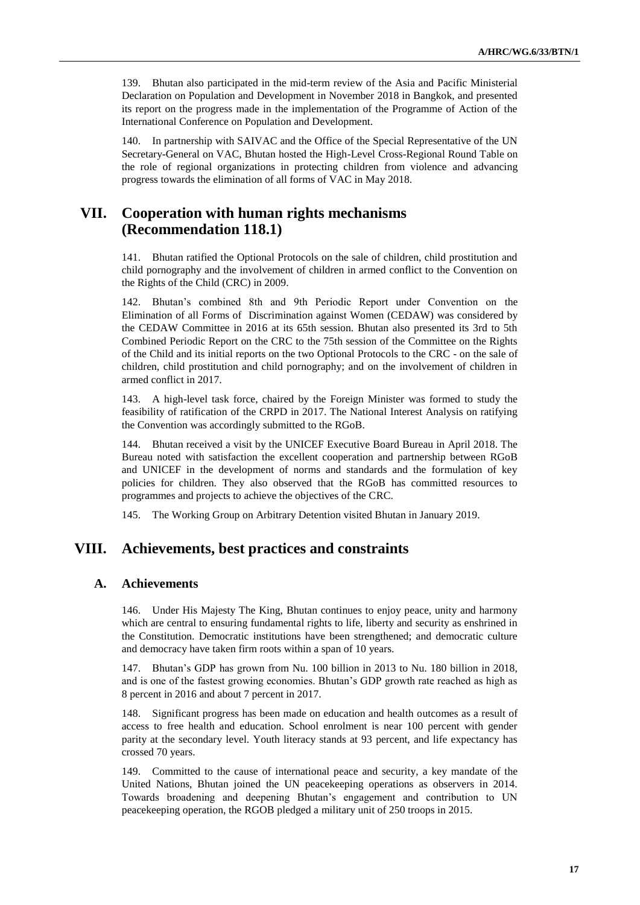139. Bhutan also participated in the mid-term review of the Asia and Pacific Ministerial Declaration on Population and Development in November 2018 in Bangkok, and presented its report on the progress made in the implementation of the Programme of Action of the International Conference on Population and Development.

140. In partnership with SAIVAC and the Office of the Special Representative of the UN Secretary-General on VAC, Bhutan hosted the High-Level Cross-Regional Round Table on the role of regional organizations in protecting children from violence and advancing progress towards the elimination of all forms of VAC in May 2018.

# VII. Cooperation with human rights mechanisms (Recommendation 118.1)

141. Bhutan ratified the Optional Protocols on the sale of children, child prostitution and child pornography and the involvement of children in armed conflict to the Convention on the Rights of the Child (CRC) in 2009.

142. Bhutan's combined 8th and 9th Periodic Report under Convention on the Elimination of all Forms of Discrimination against Women (CEDAW) was considered by the CEDAW Committee in 2016 at its 65th session. Bhutan also presented its 3rd to 5th Combined Periodic Report on the CRC to the 75th session of the Committee on the Rights of the Child and its initial reports on the two Optional Protocols to the CRC - on the sale of children, child prostitution and child pornography; and on the involvement of children in armed conflict in 2017.

143. A high-level task force, chaired by the Foreign Minister was formed to study the feasibility of ratification of the CRPD in 2017. The National Interest Analysis on ratifying the Convention was accordingly submitted to the RGoB.

144. Bhutan received a visit by the UNICEF Executive Board Bureau in April 2018. The Bureau noted with satisfaction the excellent cooperation and partnership between RGoB and UNICEF in the development of norms and standards and the formulation of key policies for children. They also observed that the RGoB has committed resources to programmes and projects to achieve the objectives of the CRC.

145. The Working Group on Arbitrary Detention visited Bhutan in January 2019.

# VIII. Achievements, best practices and constraints

## A. Achievements

146. Under His Majesty The King, Bhutan continues to enjoy peace, unity and harmony which are central to ensuring fundamental rights to life, liberty and security as enshrined in the Constitution. Democratic institutions have been strengthened; and democratic culture and democracy have taken firm roots within a span of 10 years.

147. Bhutan's GDP has grown from Nu. 100 billion in 2013 to Nu. 180 billion in 2018, and is one of the fastest growing economies. Bhutan's GDP growth rate reached as high as 8 percent in 2016 and about 7 percent in 2017.

148. Significant progress has been made on education and health outcomes as a result of access to free health and education. School enrolment is near 100 percent with gender parity at the secondary level. Youth literacy stands at 93 percent, and life expectancy has crossed 70 years.

149. Committed to the cause of international peace and security, a key mandate of the United Nations, Bhutan joined the UN peacekeeping operations as observers in 2014. Towards broadening and deepening Bhutan's engagement and contribution to UN peacekeeping operation, the RGOB pledged a military unit of 250 troops in 2015.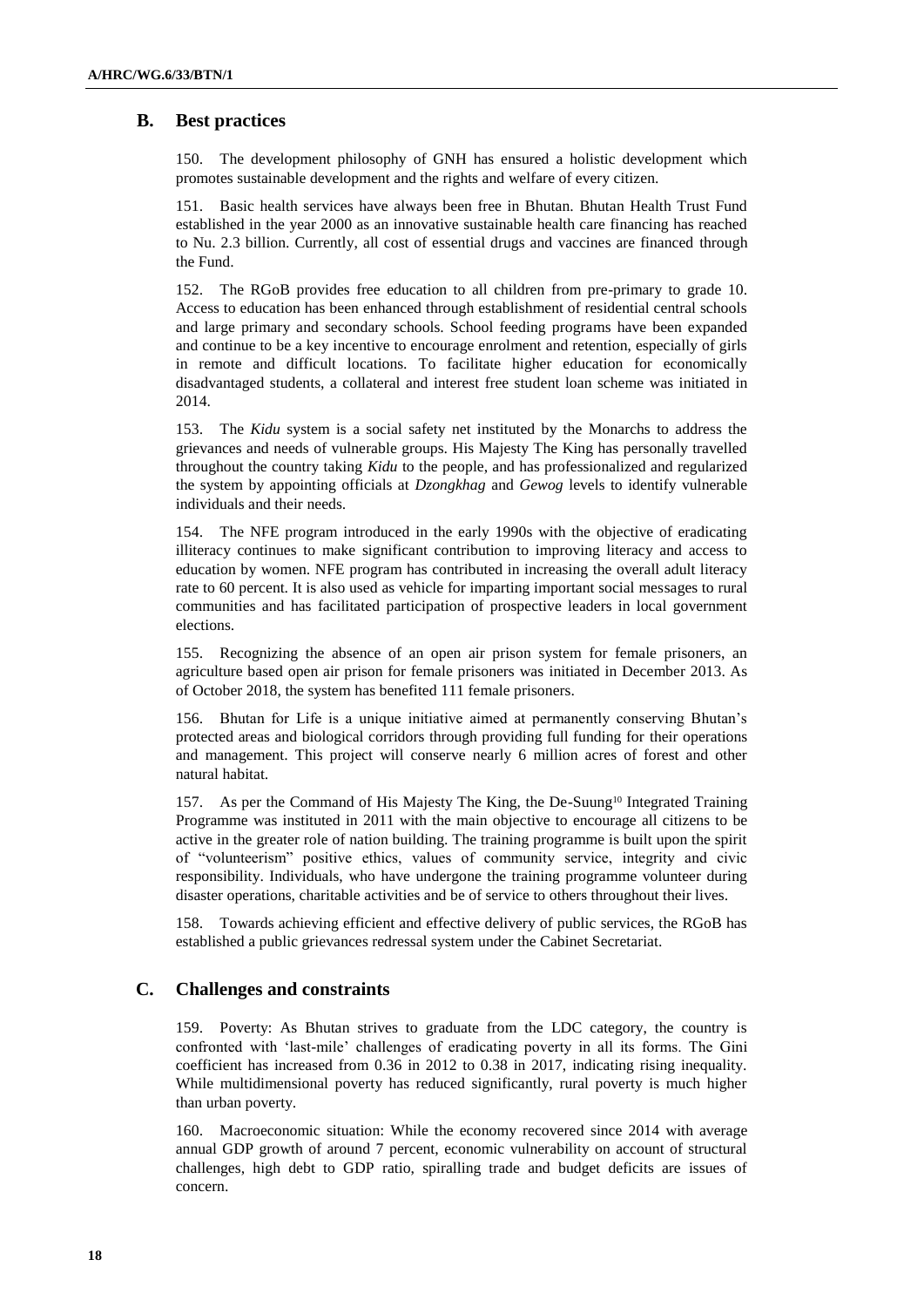## B. Best practices

150. The development philosophy of GNH has ensured a holistic development which promotes sustainable development and the rights and welfare of every citizen.

151. Basic health services have always been free in Bhutan. Bhutan Health Trust Fund established in the year 2000 as an innovative sustainable health care financing has reached to Nu. 2.3 billion. Currently, all cost of essential drugs and vaccines are financed through the Fund.

152. The RGoB provides free education to all children from pre-primary to grade 10. Access to education has been enhanced through establishment of residential central schools and large primary and secondary schools. School feeding programs have been expanded and continue to be a key incentive to encourage enrolment and retention, especially of girls in remote and difficult locations. To facilitate higher education for economically disadvantaged students, a collateral and interest free student loan scheme was initiated in 2014.

153. The *Kidu* system is a social safety net instituted by the Monarchs to address the grievances and needs of vulnerable groups. His Majesty The King has personally travelled throughout the country taking *Kidu* to the people, and has professionalized and regularized the system by appointing officials at *Dzongkhag* and *Gewog* levels to identify vulnerable individuals and their needs.

154. The NFE program introduced in the early 1990s with the objective of eradicating illiteracy continues to make significant contribution to improving literacy and access to education by women. NFE program has contributed in increasing the overall adult literacy rate to 60 percent. It is also used as vehicle for imparting important social messages to rural communities and has facilitated participation of prospective leaders in local government elections.

155. Recognizing the absence of an open air prison system for female prisoners, an agriculture based open air prison for female prisoners was initiated in December 2013. As of October 2018, the system has benefited 111 female prisoners.

156. Bhutan for Life is a unique initiative aimed at permanently conserving Bhutan's protected areas and biological corridors through providing full funding for their operations and management. This project will conserve nearly 6 million acres of forest and other natural habitat.

157. As per the Command of His Majesty The King, the De-Suung[10] Integrated Training Programme was instituted in 2011 with the main objective to encourage all citizens to be active in the greater role of nation building. The training programme is built upon the spirit of "volunteerism" positive ethics, values of community service, integrity and civic responsibility. Individuals, who have undergone the training programme volunteer during disaster operations, charitable activities and be of service to others throughout their lives.

158. Towards achieving efficient and effective delivery of public services, the RGoB has established a public grievances redressal system under the Cabinet Secretariat.

## C. Challenges and constraints

159. Poverty: As Bhutan strives to graduate from the LDC category, the country is confronted with 'last-mile' challenges of eradicating poverty in all its forms. The Gini coefficient has increased from 0.36 in 2012 to 0.38 in 2017, indicating rising inequality. While multidimensional poverty has reduced significantly, rural poverty is much higher than urban poverty.

160. Macroeconomic situation: While the economy recovered since 2014 with average annual GDP growth of around 7 percent, economic vulnerability on account of structural challenges, high debt to GDP ratio, spiralling trade and budget deficits are issues of concern.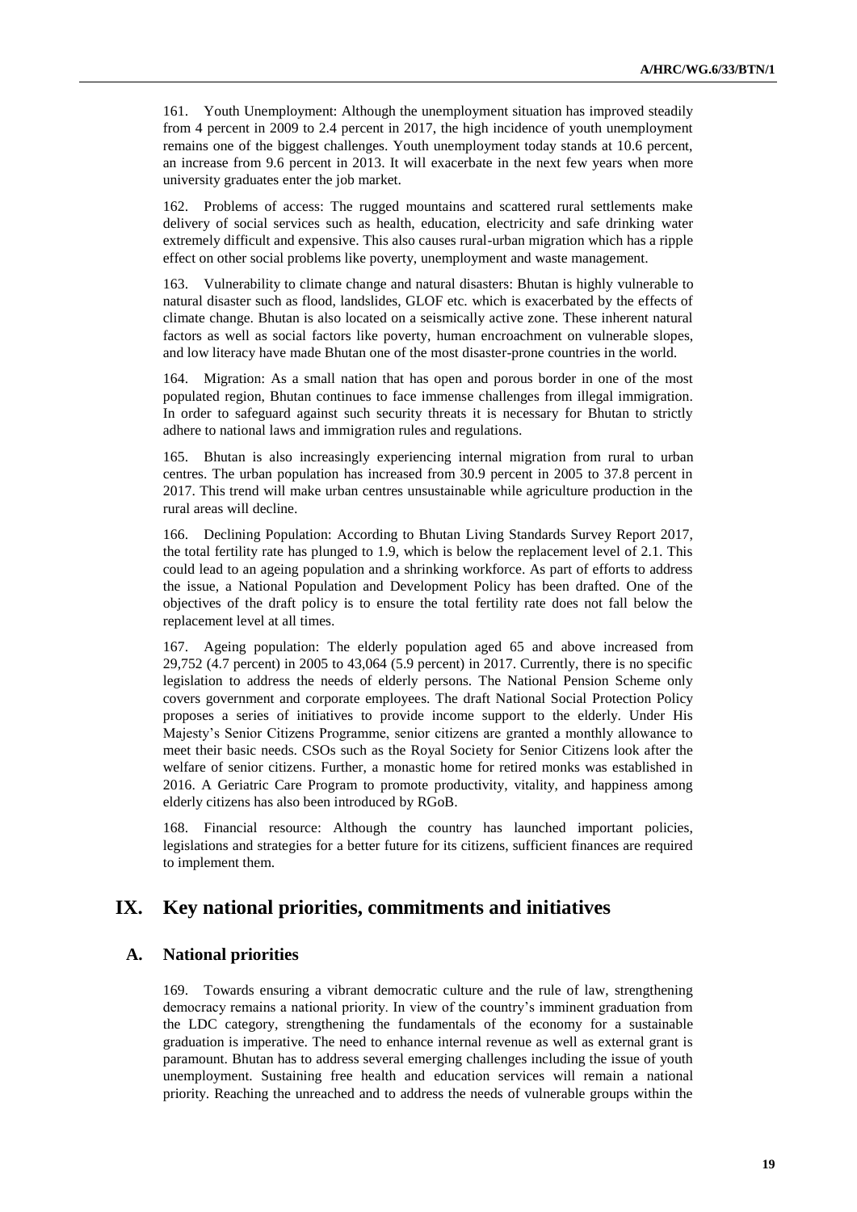161. Youth Unemployment: Although the unemployment situation has improved steadily from 4 percent in 2009 to 2.4 percent in 2017, the high incidence of youth unemployment remains one of the biggest challenges. Youth unemployment today stands at 10.6 percent, an increase from 9.6 percent in 2013. It will exacerbate in the next few years when more university graduates enter the job market.

162. Problems of access: The rugged mountains and scattered rural settlements make delivery of social services such as health, education, electricity and safe drinking water extremely difficult and expensive. This also causes rural-urban migration which has a ripple effect on other social problems like poverty, unemployment and waste management.

163. Vulnerability to climate change and natural disasters: Bhutan is highly vulnerable to natural disaster such as flood, landslides, GLOF etc. which is exacerbated by the effects of climate change. Bhutan is also located on a seismically active zone. These inherent natural factors as well as social factors like poverty, human encroachment on vulnerable slopes, and low literacy have made Bhutan one of the most disaster-prone countries in the world.

164. Migration: As a small nation that has open and porous border in one of the most populated region, Bhutan continues to face immense challenges from illegal immigration. In order to safeguard against such security threats it is necessary for Bhutan to strictly adhere to national laws and immigration rules and regulations.

165. Bhutan is also increasingly experiencing internal migration from rural to urban centres. The urban population has increased from 30.9 percent in 2005 to 37.8 percent in 2017. This trend will make urban centres unsustainable while agriculture production in the rural areas will decline.

166. Declining Population: According to Bhutan Living Standards Survey Report 2017, the total fertility rate has plunged to 1.9, which is below the replacement level of 2.1. This could lead to an ageing population and a shrinking workforce. As part of efforts to address the issue, a National Population and Development Policy has been drafted. One of the objectives of the draft policy is to ensure the total fertility rate does not fall below the replacement level at all times.

167. Ageing population: The elderly population aged 65 and above increased from 29,752 (4.7 percent) in 2005 to 43,064 (5.9 percent) in 2017. Currently, there is no specific legislation to address the needs of elderly persons. The National Pension Scheme only covers government and corporate employees. The draft National Social Protection Policy proposes a series of initiatives to provide income support to the elderly. Under His Majesty's Senior Citizens Programme, senior citizens are granted a monthly allowance to meet their basic needs. CSOs such as the Royal Society for Senior Citizens look after the welfare of senior citizens. Further, a monastic home for retired monks was established in 2016. A Geriatric Care Program to promote productivity, vitality, and happiness among elderly citizens has also been introduced by RGoB.

168. Financial resource: Although the country has launched important policies, legislations and strategies for a better future for its citizens, sufficient finances are required to implement them.

# IX. Key national priorities, commitments and initiatives

## A. National priorities

169. Towards ensuring a vibrant democratic culture and the rule of law, strengthening democracy remains a national priority. In view of the country's imminent graduation from the LDC category, strengthening the fundamentals of the economy for a sustainable graduation is imperative. The need to enhance internal revenue as well as external grant is paramount. Bhutan has to address several emerging challenges including the issue of youth unemployment. Sustaining free health and education services will remain a national priority. Reaching the unreached and to address the needs of vulnerable groups within the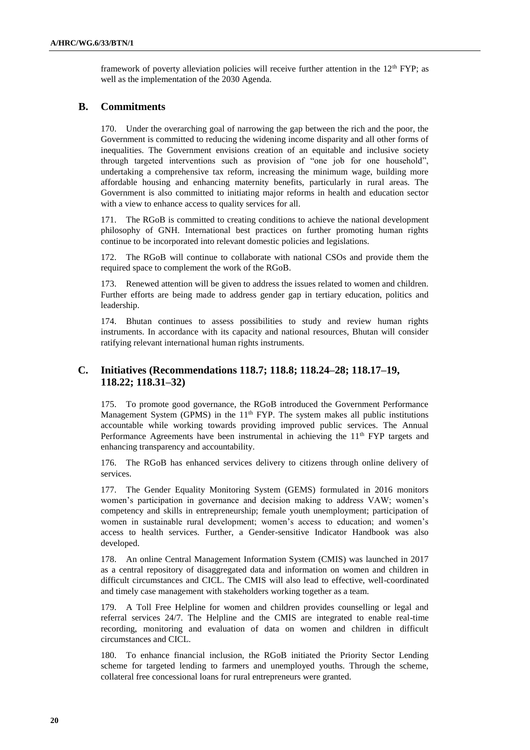framework of poverty alleviation policies will receive further attention in the 12th FYP; as well as the implementation of the 2030 Agenda.

## B. Commitments

170. Under the overarching goal of narrowing the gap between the rich and the poor, the Government is committed to reducing the widening income disparity and all other forms of inequalities. The Government envisions creation of an equitable and inclusive society through targeted interventions such as provision of "one job for one household", undertaking a comprehensive tax reform, increasing the minimum wage, building more affordable housing and enhancing maternity benefits, particularly in rural areas. The Government is also committed to initiating major reforms in health and education sector with a view to enhance access to quality services for all.

171. The RGoB is committed to creating conditions to achieve the national development philosophy of GNH. International best practices on further promoting human rights continue to be incorporated into relevant domestic policies and legislations.

172. The RGoB will continue to collaborate with national CSOs and provide them the required space to complement the work of the RGoB.

173. Renewed attention will be given to address the issues related to women and children. Further efforts are being made to address gender gap in tertiary education, politics and leadership.

174. Bhutan continues to assess possibilities to study and review human rights instruments. In accordance with its capacity and national resources, Bhutan will consider ratifying relevant international human rights instruments.

## C. Initiatives (Recommendations 118.7; 118.8; 118.24–28; 118.17–19, 118.22; 118.31–32)

175. To promote good governance, the RGoB introduced the Government Performance Management System (GPMS) in the 11th FYP. The system makes all public institutions accountable while working towards providing improved public services. The Annual Performance Agreements have been instrumental in achieving the 11th FYP targets and enhancing transparency and accountability.

176. The RGoB has enhanced services delivery to citizens through online delivery of services.

177. The Gender Equality Monitoring System (GEMS) formulated in 2016 monitors women's participation in governance and decision making to address VAW; women's competency and skills in entrepreneurship; female youth unemployment; participation of women in sustainable rural development; women's access to education; and women's access to health services. Further, a Gender-sensitive Indicator Handbook was also developed.

178. An online Central Management Information System (CMIS) was launched in 2017 as a central repository of disaggregated data and information on women and children in difficult circumstances and CICL. The CMIS will also lead to effective, well-coordinated and timely case management with stakeholders working together as a team.

179. A Toll Free Helpline for women and children provides counselling or legal and referral services 24/7. The Helpline and the CMIS are integrated to enable real-time recording, monitoring and evaluation of data on women and children in difficult circumstances and CICL.

180. To enhance financial inclusion, the RGoB initiated the Priority Sector Lending scheme for targeted lending to farmers and unemployed youths. Through the scheme, collateral free concessional loans for rural entrepreneurs were granted.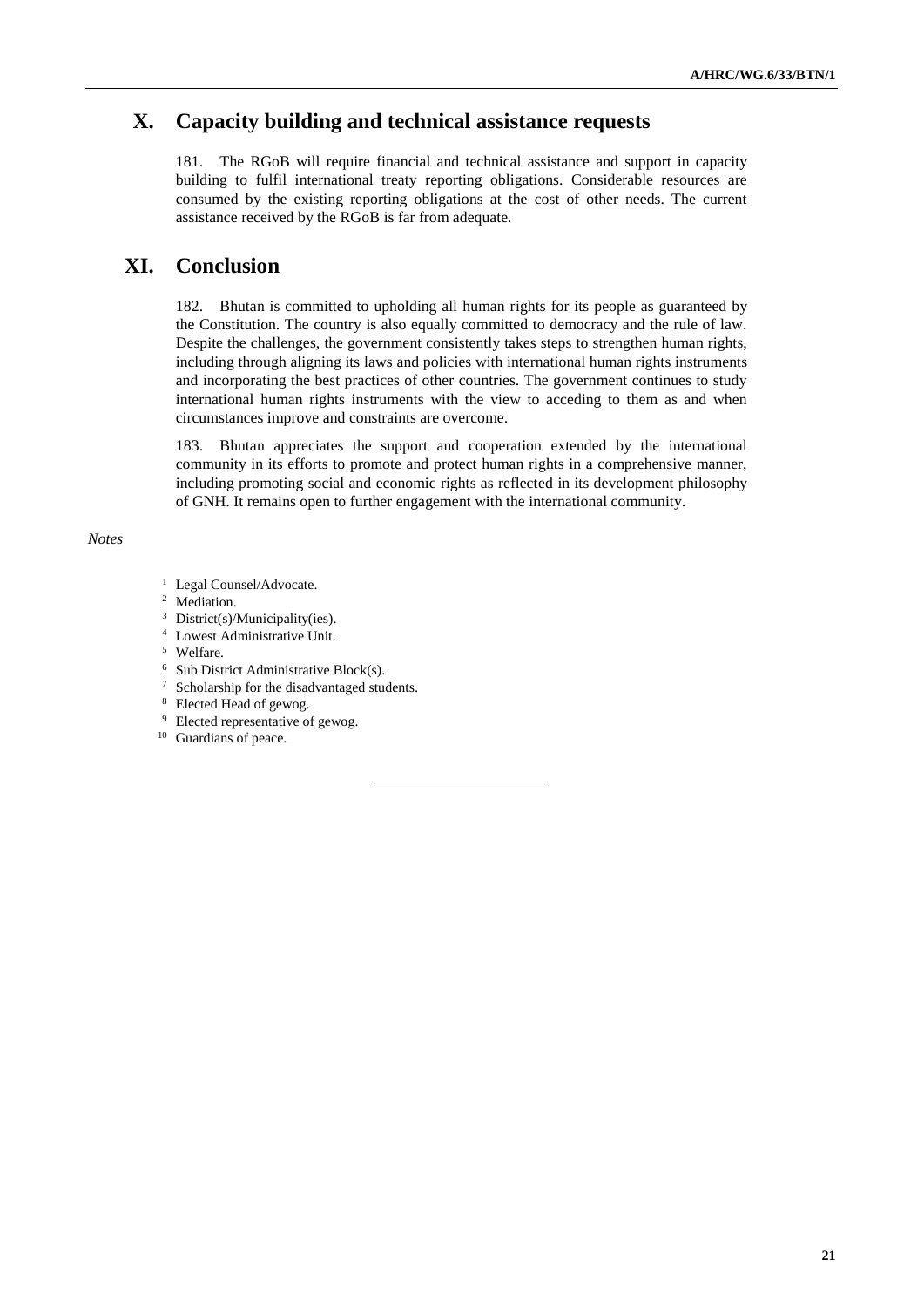## X. Capacity building and technical assistance requests

181. The RGoB will require financial and technical assistance and support in capacity building to fulfil international treaty reporting obligations. Considerable resources are consumed by the existing reporting obligations at the cost of other needs. The current assistance received by the RGoB is far from adequate.

## XI. Conclusion

182. Bhutan is committed to upholding all human rights for its people as guaranteed by the Constitution. The country is also equally committed to democracy and the rule of law. Despite the challenges, the government consistently takes steps to strengthen human rights, including through aligning its laws and policies with international human rights instruments and incorporating the best practices of other countries. The government continues to study international human rights instruments with the view to acceding to them as and when circumstances improve and constraints are overcome.

183. Bhutan appreciates the support and cooperation extended by the international community in its efforts to promote and protect human rights in a comprehensive manner, including promoting social and economic rights as reflected in its development philosophy of GNH. It remains open to further engagement with the international community.

*Notes*

[1] Legal Counsel/Advocate.
[2] Mediation.
[3] District(s)/Municipality(ies).
[4] Lowest Administrative Unit.
[5] Welfare.
[6] Sub District Administrative Block(s).
[7] Scholarship for the disadvantaged students.
[8] Elected Head of gewog.
[9] Elected representative of gewog.
[10] Guardians of peace.